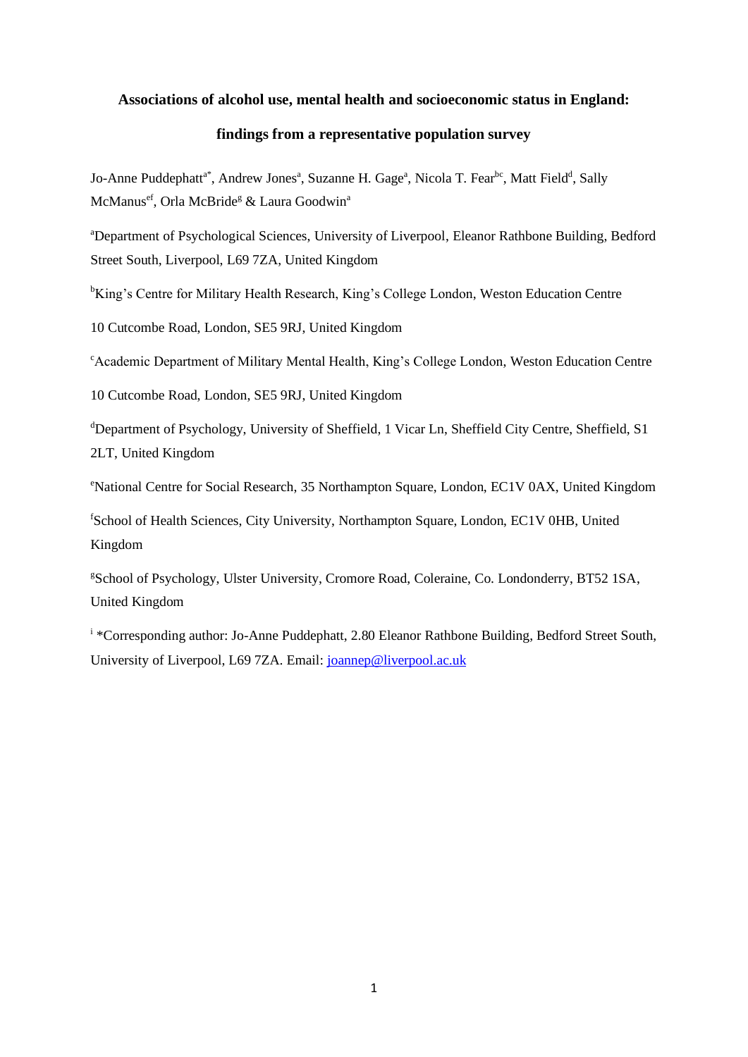# Associations of alcohol use, mental health and socioeconomic status in England: findings from a representative population survey

Jo-Anne Puddephatt[a*], Andrew Jones[a], Suzanne H. Gage[a], Nicola T. Fear[bc], Matt Field[d], Sally McManus[ef], Orla McBride[g] & Laura Goodwin[a]

[a]Department of Psychological Sciences, University of Liverpool, Eleanor Rathbone Building, Bedford Street South, Liverpool, L69 7ZA, United Kingdom

[b]King's Centre for Military Health Research, King's College London, Weston Education Centre 10 Cutcombe Road, London, SE5 9RJ, United Kingdom

[c]Academic Department of Military Mental Health, King's College London, Weston Education Centre 10 Cutcombe Road, London, SE5 9RJ, United Kingdom

[d]Department of Psychology, University of Sheffield, 1 Vicar Ln, Sheffield City Centre, Sheffield, S1 2LT, United Kingdom

[e]National Centre for Social Research, 35 Northampton Square, London, EC1V 0AX, United Kingdom

[f]School of Health Sciences, City University, Northampton Square, London, EC1V 0HB, United Kingdom

[g]School of Psychology, Ulster University, Cromore Road, Coleraine, Co. Londonderry, BT52 1SA, United Kingdom

[i] *Corresponding author: Jo-Anne Puddephatt, 2.80 Eleanor Rathbone Building, Bedford Street South, University of Liverpool, L69 7ZA. Email: joannep@liverpool.ac.uk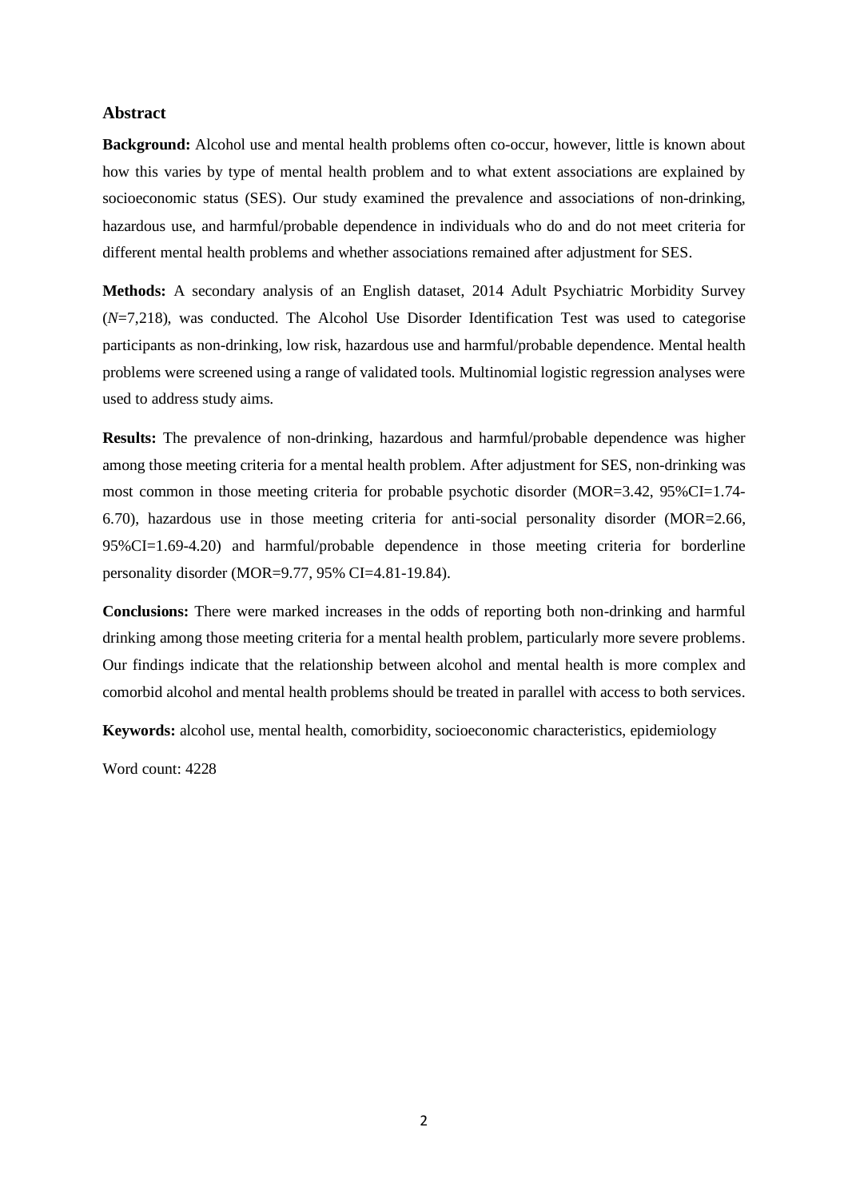## Abstract

**Background:** Alcohol use and mental health problems often co-occur, however, little is known about how this varies by type of mental health problem and to what extent associations are explained by socioeconomic status (SES). Our study examined the prevalence and associations of non-drinking, hazardous use, and harmful/probable dependence in individuals who do and do not meet criteria for different mental health problems and whether associations remained after adjustment for SES.

**Methods:** A secondary analysis of an English dataset, 2014 Adult Psychiatric Morbidity Survey (*N*=7,218), was conducted. The Alcohol Use Disorder Identification Test was used to categorise participants as non-drinking, low risk, hazardous use and harmful/probable dependence. Mental health problems were screened using a range of validated tools. Multinomial logistic regression analyses were used to address study aims.

**Results:** The prevalence of non-drinking, hazardous and harmful/probable dependence was higher among those meeting criteria for a mental health problem. After adjustment for SES, non-drinking was most common in those meeting criteria for probable psychotic disorder (MOR=3.42, 95%CI=1.74-6.70), hazardous use in those meeting criteria for anti-social personality disorder (MOR=2.66, 95%CI=1.69-4.20) and harmful/probable dependence in those meeting criteria for borderline personality disorder (MOR=9.77, 95% CI=4.81-19.84).

**Conclusions:** There were marked increases in the odds of reporting both non-drinking and harmful drinking among those meeting criteria for a mental health problem, particularly more severe problems. Our findings indicate that the relationship between alcohol and mental health is more complex and comorbid alcohol and mental health problems should be treated in parallel with access to both services.

**Keywords:** alcohol use, mental health, comorbidity, socioeconomic characteristics, epidemiology

Word count: 4228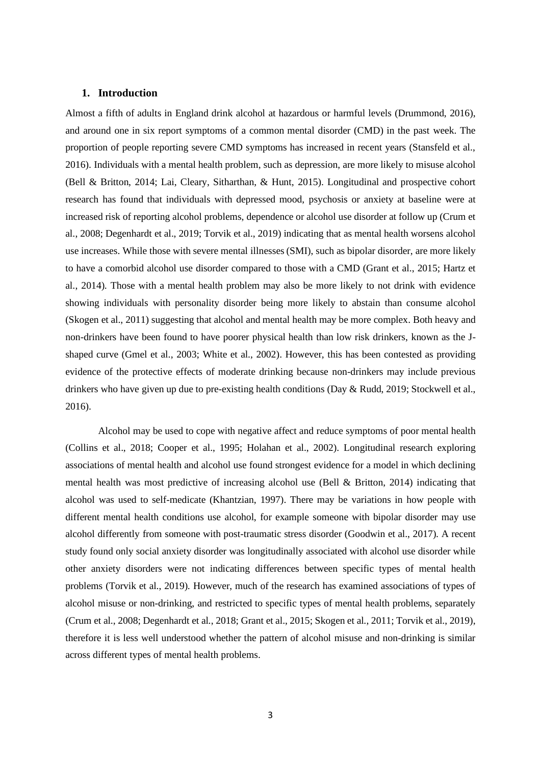## 1. Introduction

Almost a fifth of adults in England drink alcohol at hazardous or harmful levels (Drummond, 2016), and around one in six report symptoms of a common mental disorder (CMD) in the past week. The proportion of people reporting severe CMD symptoms has increased in recent years (Stansfeld et al., 2016). Individuals with a mental health problem, such as depression, are more likely to misuse alcohol (Bell & Britton, 2014; Lai, Cleary, Sitharthan, & Hunt, 2015). Longitudinal and prospective cohort research has found that individuals with depressed mood, psychosis or anxiety at baseline were at increased risk of reporting alcohol problems, dependence or alcohol use disorder at follow up (Crum et al., 2008; Degenhardt et al., 2019; Torvik et al., 2019) indicating that as mental health worsens alcohol use increases. While those with severe mental illnesses (SMI), such as bipolar disorder, are more likely to have a comorbid alcohol use disorder compared to those with a CMD (Grant et al., 2015; Hartz et al., 2014). Those with a mental health problem may also be more likely to not drink with evidence showing individuals with personality disorder being more likely to abstain than consume alcohol (Skogen et al., 2011) suggesting that alcohol and mental health may be more complex. Both heavy and non-drinkers have been found to have poorer physical health than low risk drinkers, known as the J-shaped curve (Gmel et al., 2003; White et al., 2002). However, this has been contested as providing evidence of the protective effects of moderate drinking because non-drinkers may include previous drinkers who have given up due to pre-existing health conditions (Day & Rudd, 2019; Stockwell et al., 2016).

Alcohol may be used to cope with negative affect and reduce symptoms of poor mental health (Collins et al., 2018; Cooper et al., 1995; Holahan et al., 2002). Longitudinal research exploring associations of mental health and alcohol use found strongest evidence for a model in which declining mental health was most predictive of increasing alcohol use (Bell & Britton, 2014) indicating that alcohol was used to self-medicate (Khantzian, 1997). There may be variations in how people with different mental health conditions use alcohol, for example someone with bipolar disorder may use alcohol differently from someone with post-traumatic stress disorder (Goodwin et al., 2017). A recent study found only social anxiety disorder was longitudinally associated with alcohol use disorder while other anxiety disorders were not indicating differences between specific types of mental health problems (Torvik et al., 2019). However, much of the research has examined associations of types of alcohol misuse or non-drinking, and restricted to specific types of mental health problems, separately (Crum et al., 2008; Degenhardt et al., 2018; Grant et al., 2015; Skogen et al., 2011; Torvik et al., 2019), therefore it is less well understood whether the pattern of alcohol misuse and non-drinking is similar across different types of mental health problems.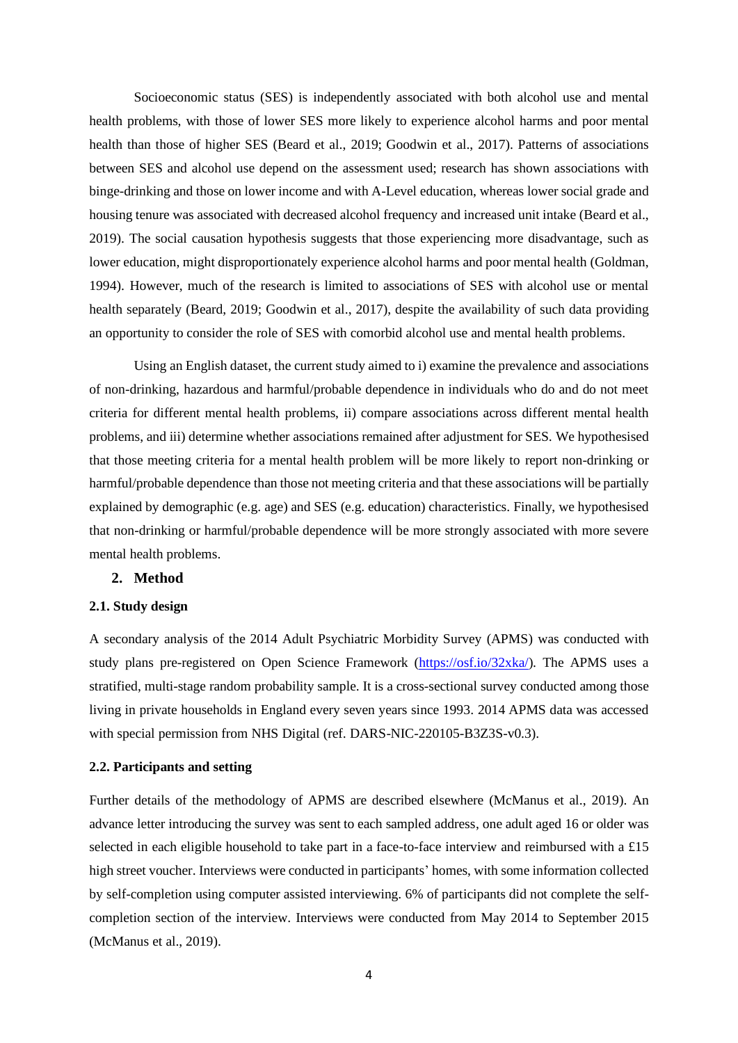Socioeconomic status (SES) is independently associated with both alcohol use and mental health problems, with those of lower SES more likely to experience alcohol harms and poor mental health than those of higher SES (Beard et al., 2019; Goodwin et al., 2017). Patterns of associations between SES and alcohol use depend on the assessment used; research has shown associations with binge-drinking and those on lower income and with A-Level education, whereas lower social grade and housing tenure was associated with decreased alcohol frequency and increased unit intake (Beard et al., 2019). The social causation hypothesis suggests that those experiencing more disadvantage, such as lower education, might disproportionately experience alcohol harms and poor mental health (Goldman, 1994). However, much of the research is limited to associations of SES with alcohol use or mental health separately (Beard, 2019; Goodwin et al., 2017), despite the availability of such data providing an opportunity to consider the role of SES with comorbid alcohol use and mental health problems.

Using an English dataset, the current study aimed to i) examine the prevalence and associations of non-drinking, hazardous and harmful/probable dependence in individuals who do and do not meet criteria for different mental health problems, ii) compare associations across different mental health problems, and iii) determine whether associations remained after adjustment for SES. We hypothesised that those meeting criteria for a mental health problem will be more likely to report non-drinking or harmful/probable dependence than those not meeting criteria and that these associations will be partially explained by demographic (e.g. age) and SES (e.g. education) characteristics. Finally, we hypothesised that non-drinking or harmful/probable dependence will be more strongly associated with more severe mental health problems.

## 2. Method

### 2.1. Study design

A secondary analysis of the 2014 Adult Psychiatric Morbidity Survey (APMS) was conducted with study plans pre-registered on Open Science Framework (https://osf.io/32xka/). The APMS uses a stratified, multi-stage random probability sample. It is a cross-sectional survey conducted among those living in private households in England every seven years since 1993. 2014 APMS data was accessed with special permission from NHS Digital (ref. DARS-NIC-220105-B3Z3S-v0.3).

### 2.2. Participants and setting

Further details of the methodology of APMS are described elsewhere (McManus et al., 2019). An advance letter introducing the survey was sent to each sampled address, one adult aged 16 or older was selected in each eligible household to take part in a face-to-face interview and reimbursed with a £15 high street voucher. Interviews were conducted in participants' homes, with some information collected by self-completion using computer assisted interviewing. 6% of participants did not complete the self-completion section of the interview. Interviews were conducted from May 2014 to September 2015 (McManus et al., 2019).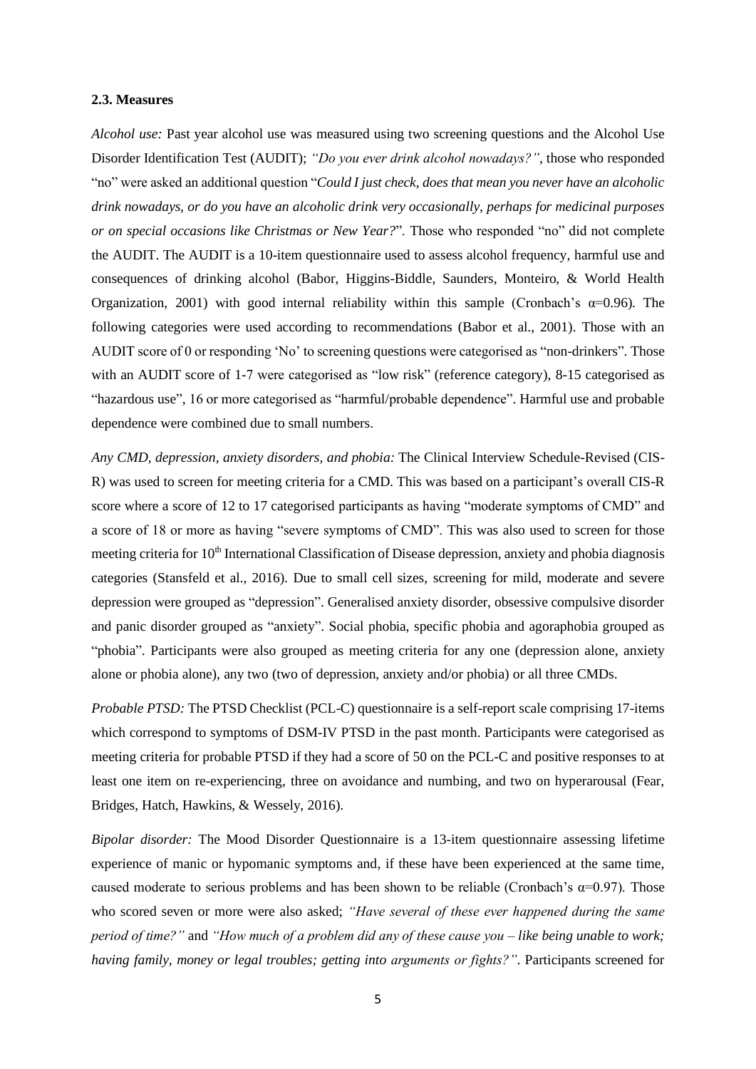### 2.3. Measures

*Alcohol use:* Past year alcohol use was measured using two screening questions and the Alcohol Use Disorder Identification Test (AUDIT); *"Do you ever drink alcohol nowadays?"*, those who responded "no" were asked an additional question "*Could I just check, does that mean you never have an alcoholic drink nowadays, or do you have an alcoholic drink very occasionally, perhaps for medicinal purposes or on special occasions like Christmas or New Year?*". Those who responded "no" did not complete the AUDIT. The AUDIT is a 10-item questionnaire used to assess alcohol frequency, harmful use and consequences of drinking alcohol (Babor, Higgins-Biddle, Saunders, Monteiro, & World Health Organization, 2001) with good internal reliability within this sample (Cronbach's $\alpha$=0.96). The following categories were used according to recommendations (Babor et al., 2001). Those with an AUDIT score of 0 or responding 'No' to screening questions were categorised as "non-drinkers". Those with an AUDIT score of 1-7 were categorised as "low risk" (reference category), 8-15 categorised as "hazardous use", 16 or more categorised as "harmful/probable dependence". Harmful use and probable dependence were combined due to small numbers.

*Any CMD, depression, anxiety disorders, and phobia:* The Clinical Interview Schedule-Revised (CIS-R) was used to screen for meeting criteria for a CMD. This was based on a participant's overall CIS-R score where a score of 12 to 17 categorised participants as having "moderate symptoms of CMD" and a score of 18 or more as having "severe symptoms of CMD". This was also used to screen for those meeting criteria for 10th International Classification of Disease depression, anxiety and phobia diagnosis categories (Stansfeld et al., 2016). Due to small cell sizes, screening for mild, moderate and severe depression were grouped as "depression". Generalised anxiety disorder, obsessive compulsive disorder and panic disorder grouped as "anxiety". Social phobia, specific phobia and agoraphobia grouped as "phobia". Participants were also grouped as meeting criteria for any one (depression alone, anxiety alone or phobia alone), any two (two of depression, anxiety and/or phobia) or all three CMDs.

*Probable PTSD:* The PTSD Checklist (PCL-C) questionnaire is a self-report scale comprising 17-items which correspond to symptoms of DSM-IV PTSD in the past month. Participants were categorised as meeting criteria for probable PTSD if they had a score of 50 on the PCL-C and positive responses to at least one item on re-experiencing, three on avoidance and numbing, and two on hyperarousal (Fear, Bridges, Hatch, Hawkins, & Wessely, 2016).

*Bipolar disorder:* The Mood Disorder Questionnaire is a 13-item questionnaire assessing lifetime experience of manic or hypomanic symptoms and, if these have been experienced at the same time, caused moderate to serious problems and has been shown to be reliable (Cronbach's $\alpha$=0.97). Those who scored seven or more were also asked; *"Have several of these ever happened during the same period of time?"* and *"How much of a problem did any of these cause you – like being unable to work; having family, money or legal troubles; getting into arguments or fights?"*. Participants screened for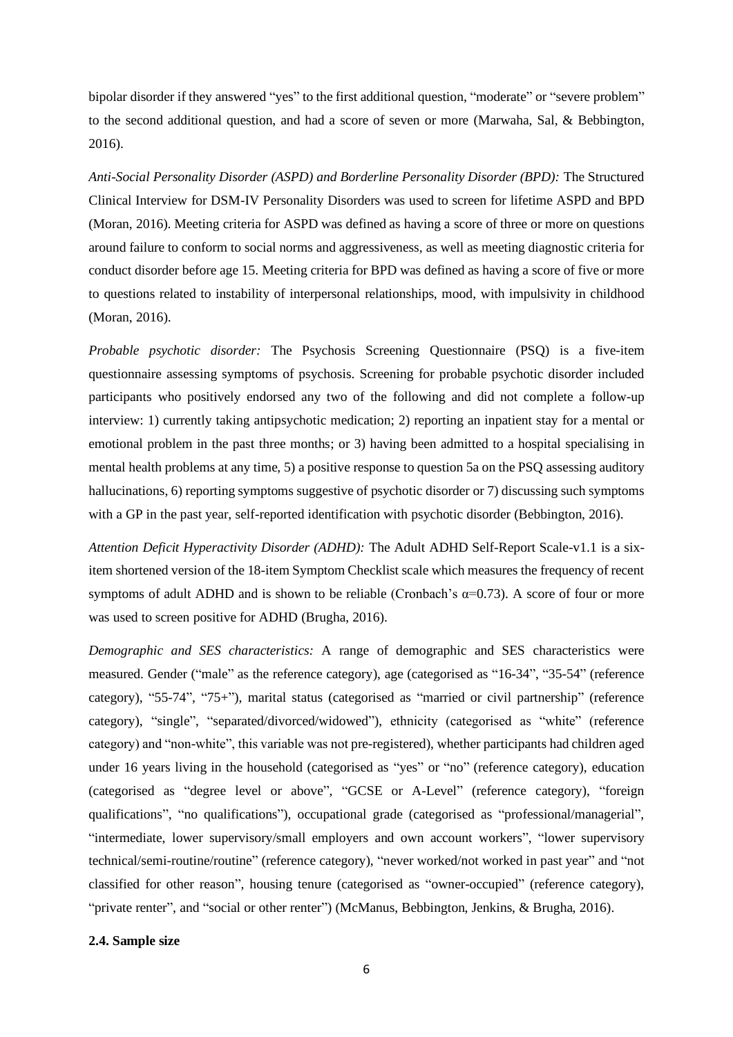bipolar disorder if they answered "yes" to the first additional question, "moderate" or "severe problem" to the second additional question, and had a score of seven or more (Marwaha, Sal, & Bebbington, 2016).

*Anti-Social Personality Disorder (ASPD) and Borderline Personality Disorder (BPD):* The Structured Clinical Interview for DSM-IV Personality Disorders was used to screen for lifetime ASPD and BPD (Moran, 2016). Meeting criteria for ASPD was defined as having a score of three or more on questions around failure to conform to social norms and aggressiveness, as well as meeting diagnostic criteria for conduct disorder before age 15. Meeting criteria for BPD was defined as having a score of five or more to questions related to instability of interpersonal relationships, mood, with impulsivity in childhood (Moran, 2016).

*Probable psychotic disorder:* The Psychosis Screening Questionnaire (PSQ) is a five-item questionnaire assessing symptoms of psychosis. Screening for probable psychotic disorder included participants who positively endorsed any two of the following and did not complete a follow-up interview: 1) currently taking antipsychotic medication; 2) reporting an inpatient stay for a mental or emotional problem in the past three months; or 3) having been admitted to a hospital specialising in mental health problems at any time, 5) a positive response to question 5a on the PSQ assessing auditory hallucinations, 6) reporting symptoms suggestive of psychotic disorder or 7) discussing such symptoms with a GP in the past year, self-reported identification with psychotic disorder (Bebbington, 2016).

*Attention Deficit Hyperactivity Disorder (ADHD):* The Adult ADHD Self-Report Scale-v1.1 is a six-item shortened version of the 18-item Symptom Checklist scale which measures the frequency of recent symptoms of adult ADHD and is shown to be reliable (Cronbach's $\alpha$=0.73). A score of four or more was used to screen positive for ADHD (Brugha, 2016).

*Demographic and SES characteristics:* A range of demographic and SES characteristics were measured. Gender ("male" as the reference category), age (categorised as "16-34", "35-54" (reference category), "55-74", "75+"), marital status (categorised as "married or civil partnership" (reference category), "single", "separated/divorced/widowed"), ethnicity (categorised as "white" (reference category) and "non-white", this variable was not pre-registered), whether participants had children aged under 16 years living in the household (categorised as "yes" or "no" (reference category), education (categorised as "degree level or above", "GCSE or A-Level" (reference category), "foreign qualifications", "no qualifications"), occupational grade (categorised as "professional/managerial", "intermediate, lower supervisory/small employers and own account workers", "lower supervisory technical/semi-routine/routine" (reference category), "never worked/not worked in past year" and "not classified for other reason", housing tenure (categorised as "owner-occupied" (reference category), "private renter", and "social or other renter") (McManus, Bebbington, Jenkins, & Brugha, 2016).

**2.4. Sample size**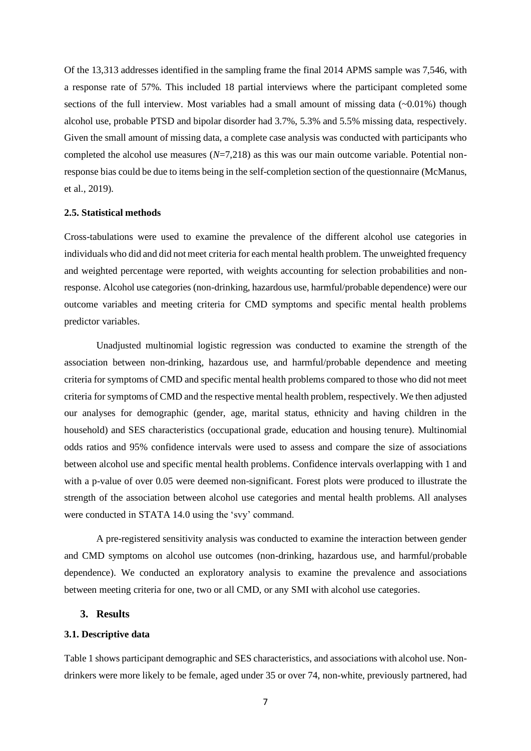Of the 13,313 addresses identified in the sampling frame the final 2014 APMS sample was 7,546, with a response rate of 57%. This included 18 partial interviews where the participant completed some sections of the full interview. Most variables had a small amount of missing data (~0.01%) though alcohol use, probable PTSD and bipolar disorder had 3.7%, 5.3% and 5.5% missing data, respectively. Given the small amount of missing data, a complete case analysis was conducted with participants who completed the alcohol use measures (*N*=7,218) as this was our main outcome variable. Potential non-response bias could be due to items being in the self-completion section of the questionnaire (McManus, et al., 2019).

### 2.5. Statistical methods

Cross-tabulations were used to examine the prevalence of the different alcohol use categories in individuals who did and did not meet criteria for each mental health problem. The unweighted frequency and weighted percentage were reported, with weights accounting for selection probabilities and non-response. Alcohol use categories (non-drinking, hazardous use, harmful/probable dependence) were our outcome variables and meeting criteria for CMD symptoms and specific mental health problems predictor variables.

Unadjusted multinomial logistic regression was conducted to examine the strength of the association between non-drinking, hazardous use, and harmful/probable dependence and meeting criteria for symptoms of CMD and specific mental health problems compared to those who did not meet criteria for symptoms of CMD and the respective mental health problem, respectively. We then adjusted our analyses for demographic (gender, age, marital status, ethnicity and having children in the household) and SES characteristics (occupational grade, education and housing tenure). Multinomial odds ratios and 95% confidence intervals were used to assess and compare the size of associations between alcohol use and specific mental health problems. Confidence intervals overlapping with 1 and with a p-value of over 0.05 were deemed non-significant. Forest plots were produced to illustrate the strength of the association between alcohol use categories and mental health problems. All analyses were conducted in STATA 14.0 using the 'svy' command.

A pre-registered sensitivity analysis was conducted to examine the interaction between gender and CMD symptoms on alcohol use outcomes (non-drinking, hazardous use, and harmful/probable dependence). We conducted an exploratory analysis to examine the prevalence and associations between meeting criteria for one, two or all CMD, or any SMI with alcohol use categories.

## 3. Results

### 3.1. Descriptive data

Table 1 shows participant demographic and SES characteristics, and associations with alcohol use. Non-drinkers were more likely to be female, aged under 35 or over 74, non-white, previously partnered, had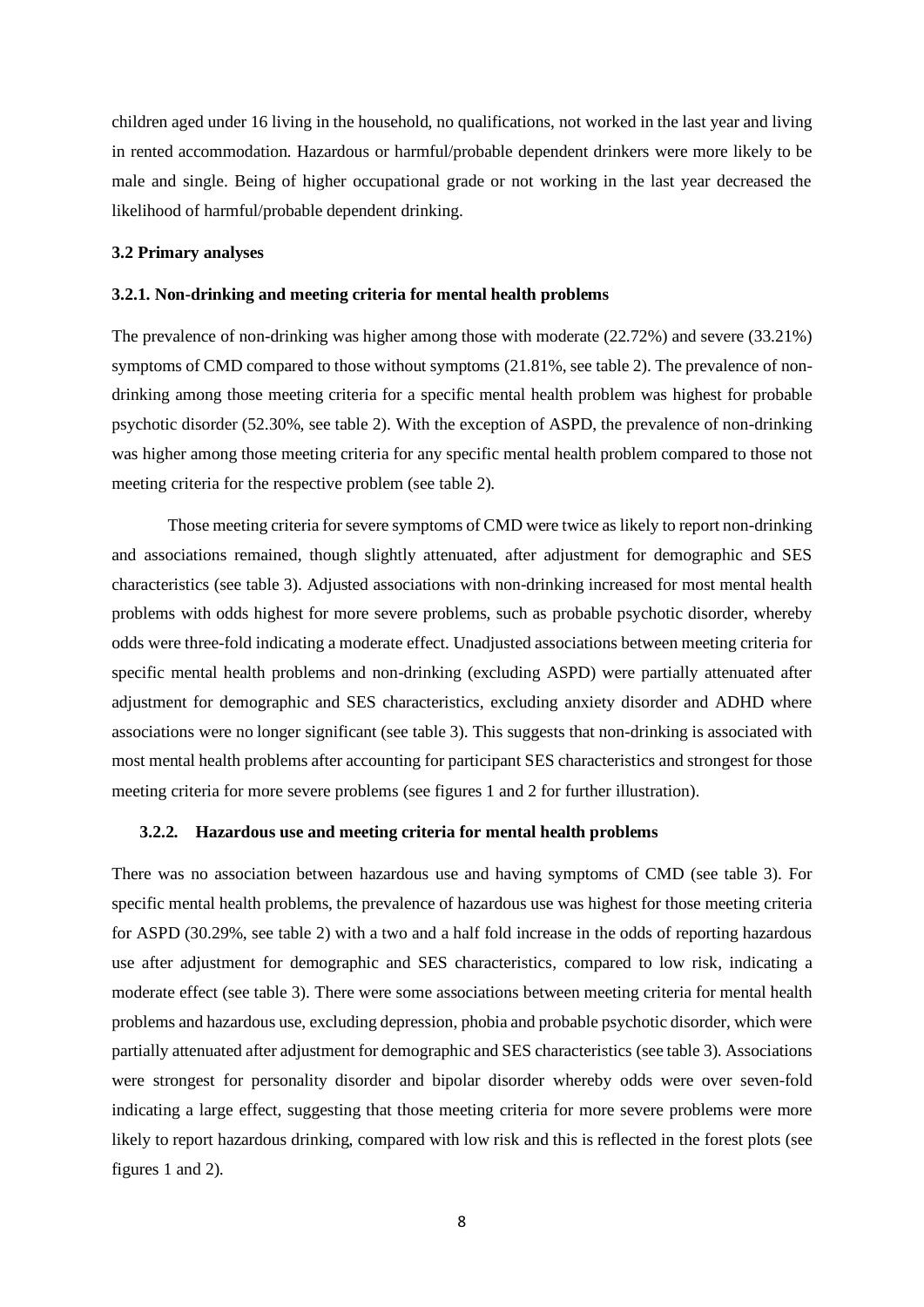children aged under 16 living in the household, no qualifications, not worked in the last year and living in rented accommodation. Hazardous or harmful/probable dependent drinkers were more likely to be male and single. Being of higher occupational grade or not working in the last year decreased the likelihood of harmful/probable dependent drinking.

### 3.2 Primary analyses

#### 3.2.1. Non-drinking and meeting criteria for mental health problems

The prevalence of non-drinking was higher among those with moderate (22.72%) and severe (33.21%) symptoms of CMD compared to those without symptoms (21.81%, see table 2). The prevalence of non-drinking among those meeting criteria for a specific mental health problem was highest for probable psychotic disorder (52.30%, see table 2). With the exception of ASPD, the prevalence of non-drinking was higher among those meeting criteria for any specific mental health problem compared to those not meeting criteria for the respective problem (see table 2).

Those meeting criteria for severe symptoms of CMD were twice as likely to report non-drinking and associations remained, though slightly attenuated, after adjustment for demographic and SES characteristics (see table 3). Adjusted associations with non-drinking increased for most mental health problems with odds highest for more severe problems, such as probable psychotic disorder, whereby odds were three-fold indicating a moderate effect. Unadjusted associations between meeting criteria for specific mental health problems and non-drinking (excluding ASPD) were partially attenuated after adjustment for demographic and SES characteristics, excluding anxiety disorder and ADHD where associations were no longer significant (see table 3). This suggests that non-drinking is associated with most mental health problems after accounting for participant SES characteristics and strongest for those meeting criteria for more severe problems (see figures 1 and 2 for further illustration).

#### 3.2.2. Hazardous use and meeting criteria for mental health problems

There was no association between hazardous use and having symptoms of CMD (see table 3). For specific mental health problems, the prevalence of hazardous use was highest for those meeting criteria for ASPD (30.29%, see table 2) with a two and a half fold increase in the odds of reporting hazardous use after adjustment for demographic and SES characteristics, compared to low risk, indicating a moderate effect (see table 3). There were some associations between meeting criteria for mental health problems and hazardous use, excluding depression, phobia and probable psychotic disorder, which were partially attenuated after adjustment for demographic and SES characteristics (see table 3). Associations were strongest for personality disorder and bipolar disorder whereby odds were over seven-fold indicating a large effect, suggesting that those meeting criteria for more severe problems were more likely to report hazardous drinking, compared with low risk and this is reflected in the forest plots (see figures 1 and 2).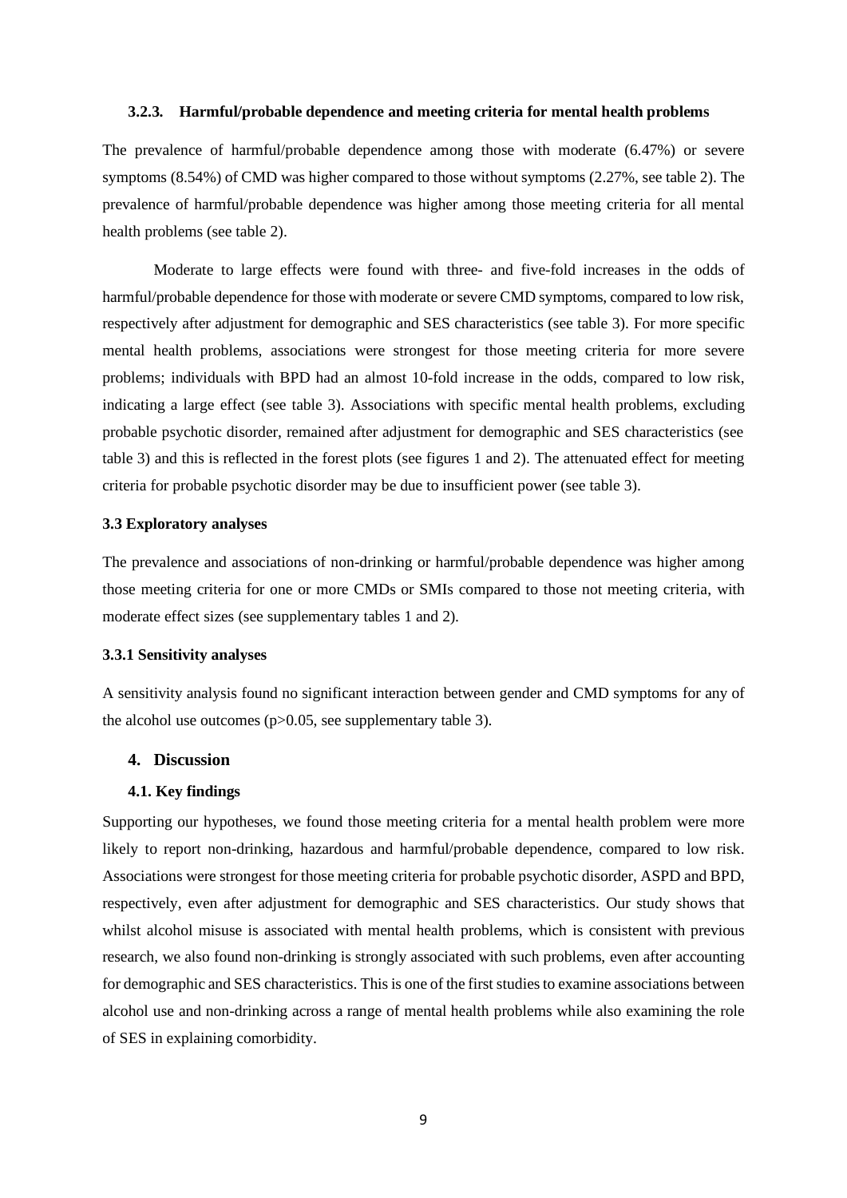### 3.2.3. Harmful/probable dependence and meeting criteria for mental health problems

The prevalence of harmful/probable dependence among those with moderate (6.47%) or severe symptoms (8.54%) of CMD was higher compared to those without symptoms (2.27%, see table 2). The prevalence of harmful/probable dependence was higher among those meeting criteria for all mental health problems (see table 2).

Moderate to large effects were found with three- and five-fold increases in the odds of harmful/probable dependence for those with moderate or severe CMD symptoms, compared to low risk, respectively after adjustment for demographic and SES characteristics (see table 3). For more specific mental health problems, associations were strongest for those meeting criteria for more severe problems; individuals with BPD had an almost 10-fold increase in the odds, compared to low risk, indicating a large effect (see table 3). Associations with specific mental health problems, excluding probable psychotic disorder, remained after adjustment for demographic and SES characteristics (see table 3) and this is reflected in the forest plots (see figures 1 and 2). The attenuated effect for meeting criteria for probable psychotic disorder may be due to insufficient power (see table 3).

### 3.3 Exploratory analyses

The prevalence and associations of non-drinking or harmful/probable dependence was higher among those meeting criteria for one or more CMDs or SMIs compared to those not meeting criteria, with moderate effect sizes (see supplementary tables 1 and 2).

### 3.3.1 Sensitivity analyses

A sensitivity analysis found no significant interaction between gender and CMD symptoms for any of the alcohol use outcomes ($p>0.05$, see supplementary table 3).

## 4. Discussion

### 4.1. Key findings

Supporting our hypotheses, we found those meeting criteria for a mental health problem were more likely to report non-drinking, hazardous and harmful/probable dependence, compared to low risk. Associations were strongest for those meeting criteria for probable psychotic disorder, ASPD and BPD, respectively, even after adjustment for demographic and SES characteristics. Our study shows that whilst alcohol misuse is associated with mental health problems, which is consistent with previous research, we also found non-drinking is strongly associated with such problems, even after accounting for demographic and SES characteristics. This is one of the first studies to examine associations between alcohol use and non-drinking across a range of mental health problems while also examining the role of SES in explaining comorbidity.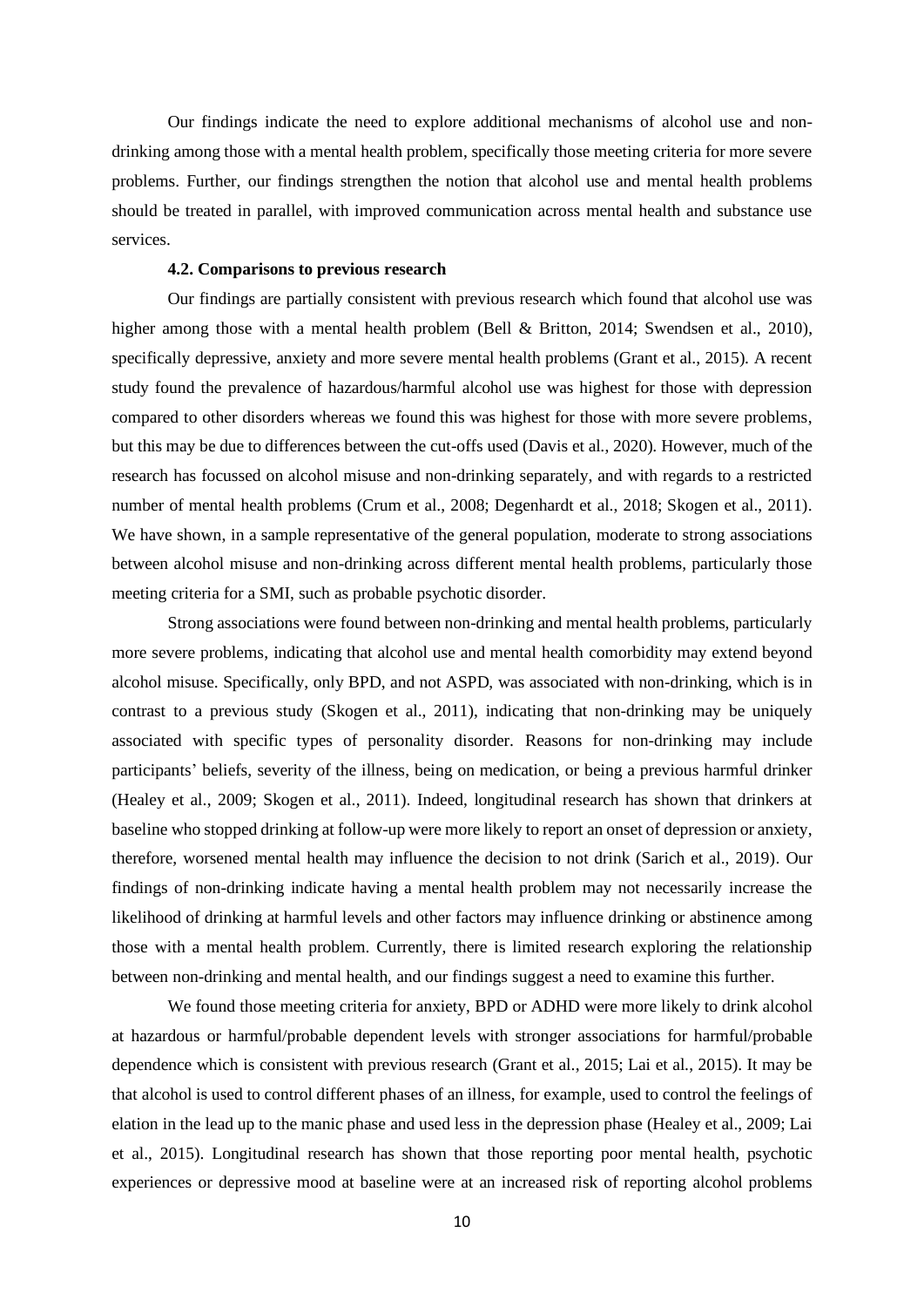Our findings indicate the need to explore additional mechanisms of alcohol use and non-drinking among those with a mental health problem, specifically those meeting criteria for more severe problems. Further, our findings strengthen the notion that alcohol use and mental health problems should be treated in parallel, with improved communication across mental health and substance use services.

#### 4.2. Comparisons to previous research

Our findings are partially consistent with previous research which found that alcohol use was higher among those with a mental health problem (Bell & Britton, 2014; Swendsen et al., 2010), specifically depressive, anxiety and more severe mental health problems (Grant et al., 2015). A recent study found the prevalence of hazardous/harmful alcohol use was highest for those with depression compared to other disorders whereas we found this was highest for those with more severe problems, but this may be due to differences between the cut-offs used (Davis et al., 2020). However, much of the research has focussed on alcohol misuse and non-drinking separately, and with regards to a restricted number of mental health problems (Crum et al., 2008; Degenhardt et al., 2018; Skogen et al., 2011). We have shown, in a sample representative of the general population, moderate to strong associations between alcohol misuse and non-drinking across different mental health problems, particularly those meeting criteria for a SMI, such as probable psychotic disorder.

Strong associations were found between non-drinking and mental health problems, particularly more severe problems, indicating that alcohol use and mental health comorbidity may extend beyond alcohol misuse. Specifically, only BPD, and not ASPD, was associated with non-drinking, which is in contrast to a previous study (Skogen et al., 2011), indicating that non-drinking may be uniquely associated with specific types of personality disorder. Reasons for non-drinking may include participants' beliefs, severity of the illness, being on medication, or being a previous harmful drinker (Healey et al., 2009; Skogen et al., 2011). Indeed, longitudinal research has shown that drinkers at baseline who stopped drinking at follow-up were more likely to report an onset of depression or anxiety, therefore, worsened mental health may influence the decision to not drink (Sarich et al., 2019). Our findings of non-drinking indicate having a mental health problem may not necessarily increase the likelihood of drinking at harmful levels and other factors may influence drinking or abstinence among those with a mental health problem. Currently, there is limited research exploring the relationship between non-drinking and mental health, and our findings suggest a need to examine this further.

We found those meeting criteria for anxiety, BPD or ADHD were more likely to drink alcohol at hazardous or harmful/probable dependent levels with stronger associations for harmful/probable dependence which is consistent with previous research (Grant et al., 2015; Lai et al., 2015). It may be that alcohol is used to control different phases of an illness, for example, used to control the feelings of elation in the lead up to the manic phase and used less in the depression phase (Healey et al., 2009; Lai et al., 2015). Longitudinal research has shown that those reporting poor mental health, psychotic experiences or depressive mood at baseline were at an increased risk of reporting alcohol problems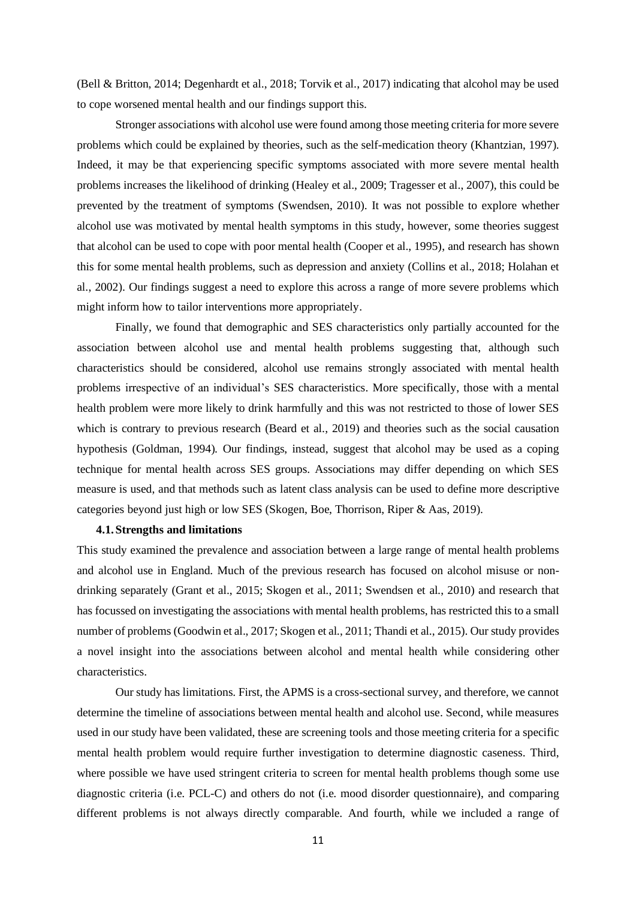(Bell & Britton, 2014; Degenhardt et al., 2018; Torvik et al., 2017) indicating that alcohol may be used to cope worsened mental health and our findings support this.

Stronger associations with alcohol use were found among those meeting criteria for more severe problems which could be explained by theories, such as the self-medication theory (Khantzian, 1997). Indeed, it may be that experiencing specific symptoms associated with more severe mental health problems increases the likelihood of drinking (Healey et al., 2009; Tragesser et al., 2007), this could be prevented by the treatment of symptoms (Swendsen, 2010). It was not possible to explore whether alcohol use was motivated by mental health symptoms in this study, however, some theories suggest that alcohol can be used to cope with poor mental health (Cooper et al., 1995), and research has shown this for some mental health problems, such as depression and anxiety (Collins et al., 2018; Holahan et al., 2002). Our findings suggest a need to explore this across a range of more severe problems which might inform how to tailor interventions more appropriately.

Finally, we found that demographic and SES characteristics only partially accounted for the association between alcohol use and mental health problems suggesting that, although such characteristics should be considered, alcohol use remains strongly associated with mental health problems irrespective of an individual's SES characteristics. More specifically, those with a mental health problem were more likely to drink harmfully and this was not restricted to those of lower SES which is contrary to previous research (Beard et al., 2019) and theories such as the social causation hypothesis (Goldman, 1994). Our findings, instead, suggest that alcohol may be used as a coping technique for mental health across SES groups. Associations may differ depending on which SES measure is used, and that methods such as latent class analysis can be used to define more descriptive categories beyond just high or low SES (Skogen, Boe, Thorrison, Riper & Aas, 2019).

### 4.1. Strengths and limitations

This study examined the prevalence and association between a large range of mental health problems and alcohol use in England. Much of the previous research has focused on alcohol misuse or non-drinking separately (Grant et al., 2015; Skogen et al., 2011; Swendsen et al., 2010) and research that has focussed on investigating the associations with mental health problems, has restricted this to a small number of problems (Goodwin et al., 2017; Skogen et al., 2011; Thandi et al., 2015). Our study provides a novel insight into the associations between alcohol and mental health while considering other characteristics.

Our study has limitations. First, the APMS is a cross-sectional survey, and therefore, we cannot determine the timeline of associations between mental health and alcohol use. Second, while measures used in our study have been validated, these are screening tools and those meeting criteria for a specific mental health problem would require further investigation to determine diagnostic caseness. Third, where possible we have used stringent criteria to screen for mental health problems though some use diagnostic criteria (i.e. PCL-C) and others do not (i.e. mood disorder questionnaire), and comparing different problems is not always directly comparable. And fourth, while we included a range of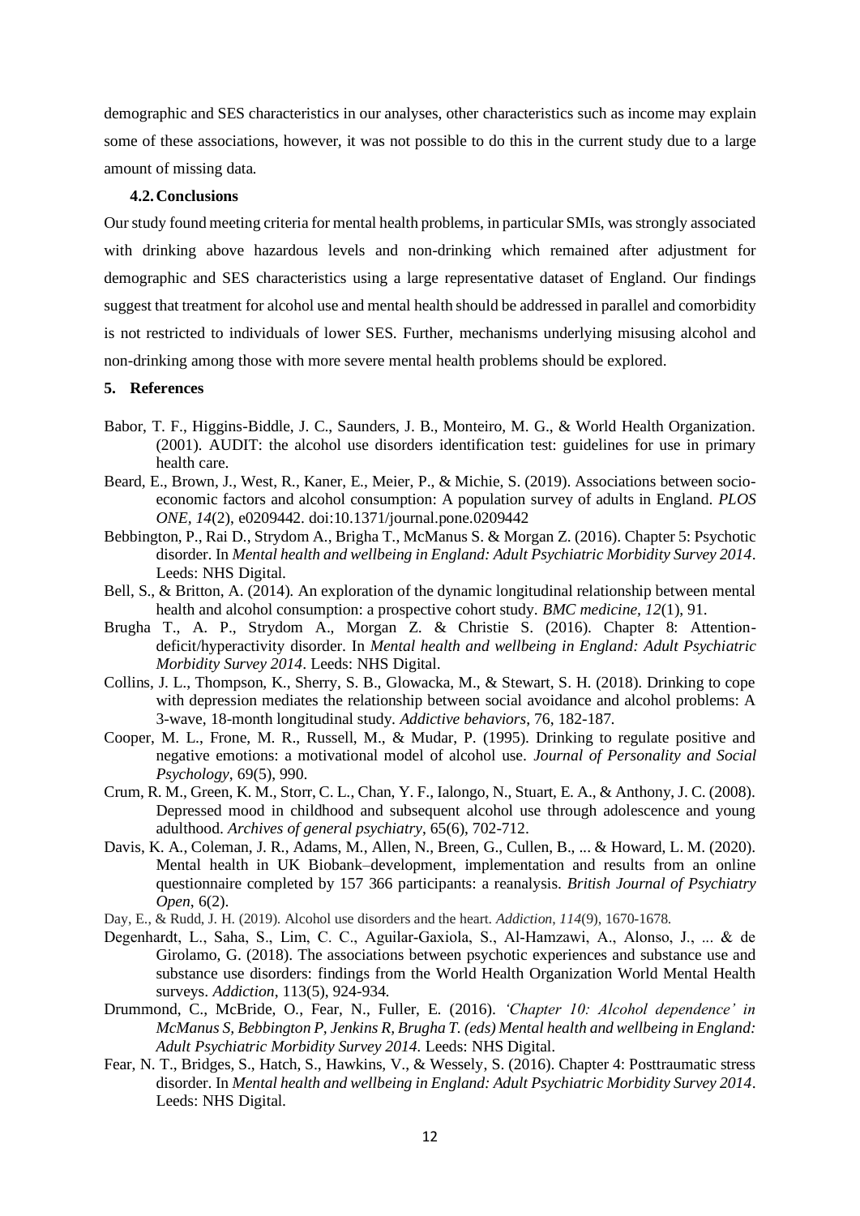demographic and SES characteristics in our analyses, other characteristics such as income may explain some of these associations, however, it was not possible to do this in the current study due to a large amount of missing data.

### 4.2. Conclusions

Our study found meeting criteria for mental health problems, in particular SMIs, was strongly associated with drinking above hazardous levels and non-drinking which remained after adjustment for demographic and SES characteristics using a large representative dataset of England. Our findings suggest that treatment for alcohol use and mental health should be addressed in parallel and comorbidity is not restricted to individuals of lower SES. Further, mechanisms underlying misusing alcohol and non-drinking among those with more severe mental health problems should be explored.

## 5. References

Babor, T. F., Higgins-Biddle, J. C., Saunders, J. B., Monteiro, M. G., & World Health Organization. (2001). AUDIT: the alcohol use disorders identification test: guidelines for use in primary health care.

Beard, E., Brown, J., West, R., Kaner, E., Meier, P., & Michie, S. (2019). Associations between socio-economic factors and alcohol consumption: A population survey of adults in England. *PLOS ONE, 14*(2), e0209442. doi:10.1371/journal.pone.0209442

Bebbington, P., Rai D., Strydom A., Brigha T., McManus S. & Morgan Z. (2016). Chapter 5: Psychotic disorder. In *Mental health and wellbeing in England: Adult Psychiatric Morbidity Survey 2014*. Leeds: NHS Digital.

Bell, S., & Britton, A. (2014). An exploration of the dynamic longitudinal relationship between mental health and alcohol consumption: a prospective cohort study. *BMC medicine, 12*(1), 91.

Brugha T., A. P., Strydom A., Morgan Z. & Christie S. (2016). Chapter 8: Attention-deficit/hyperactivity disorder. In *Mental health and wellbeing in England: Adult Psychiatric Morbidity Survey 2014*. Leeds: NHS Digital.

Collins, J. L., Thompson, K., Sherry, S. B., Glowacka, M., & Stewart, S. H. (2018). Drinking to cope with depression mediates the relationship between social avoidance and alcohol problems: A 3-wave, 18-month longitudinal study. *Addictive behaviors*, 76, 182-187.

Cooper, M. L., Frone, M. R., Russell, M., & Mudar, P. (1995). Drinking to regulate positive and negative emotions: a motivational model of alcohol use. *Journal of Personality and Social Psychology*, 69(5), 990.

Crum, R. M., Green, K. M., Storr, C. L., Chan, Y. F., Ialongo, N., Stuart, E. A., & Anthony, J. C. (2008). Depressed mood in childhood and subsequent alcohol use through adolescence and young adulthood. *Archives of general psychiatry*, 65(6), 702-712.

Davis, K. A., Coleman, J. R., Adams, M., Allen, N., Breen, G., Cullen, B., ... & Howard, L. M. (2020). Mental health in UK Biobank–development, implementation and results from an online questionnaire completed by 157 366 participants: a reanalysis. *British Journal of Psychiatry Open*, 6(2).

Day, E., & Rudd, J. H. (2019). Alcohol use disorders and the heart. *Addiction*, *114*(9), 1670-1678.

Degenhardt, L., Saha, S., Lim, C. C., Aguilar-Gaxiola, S., Al-Hamzawi, A., Alonso, J., ... & de Girolamo, G. (2018). The associations between psychotic experiences and substance use and substance use disorders: findings from the World Health Organization World Mental Health surveys. *Addiction*, 113(5), 924-934.

Drummond, C., McBride, O., Fear, N., Fuller, E. (2016). *'Chapter 10: Alcohol dependence' in McManus S, Bebbington P, Jenkins R, Brugha T. (eds) Mental health and wellbeing in England: Adult Psychiatric Morbidity Survey 2014.* Leeds: NHS Digital.

Fear, N. T., Bridges, S., Hatch, S., Hawkins, V., & Wessely, S. (2016). Chapter 4: Posttraumatic stress disorder. In *Mental health and wellbeing in England: Adult Psychiatric Morbidity Survey 2014*. Leeds: NHS Digital.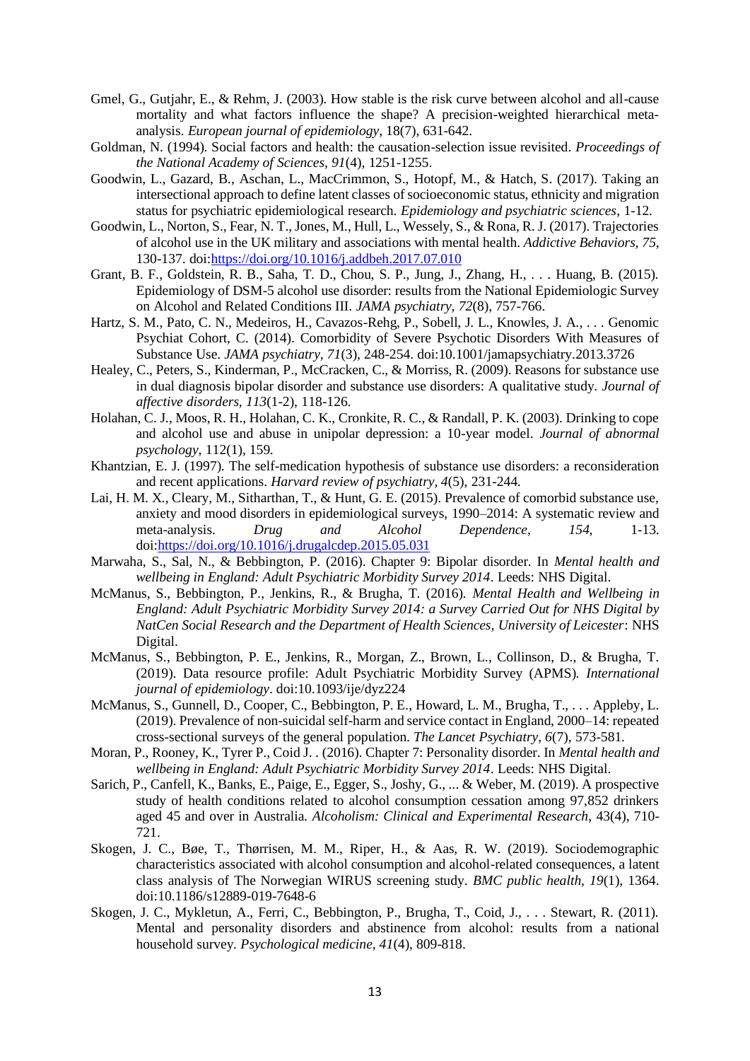Gmel, G., Gutjahr, E., & Rehm, J. (2003). How stable is the risk curve between alcohol and all-cause mortality and what factors influence the shape? A precision-weighted hierarchical meta-analysis. *European journal of epidemiology*, 18(7), 631-642.

Goldman, N. (1994). Social factors and health: the causation-selection issue revisited. *Proceedings of the National Academy of Sciences, 91*(4), 1251-1255.

Goodwin, L., Gazard, B., Aschan, L., MacCrimmon, S., Hotopf, M., & Hatch, S. (2017). Taking an intersectional approach to define latent classes of socioeconomic status, ethnicity and migration status for psychiatric epidemiological research. *Epidemiology and psychiatric sciences*, 1-12.

Goodwin, L., Norton, S., Fear, N. T., Jones, M., Hull, L., Wessely, S., & Rona, R. J. (2017). Trajectories of alcohol use in the UK military and associations with mental health. *Addictive Behaviors, 75*, 130-137. doi:https://doi.org/10.1016/j.addbeh.2017.07.010

Grant, B. F., Goldstein, R. B., Saha, T. D., Chou, S. P., Jung, J., Zhang, H., . . . Huang, B. (2015). Epidemiology of DSM-5 alcohol use disorder: results from the National Epidemiologic Survey on Alcohol and Related Conditions III. *JAMA psychiatry, 72*(8), 757-766.

Hartz, S. M., Pato, C. N., Medeiros, H., Cavazos-Rehg, P., Sobell, J. L., Knowles, J. A., . . . Genomic Psychiat Cohort, C. (2014). Comorbidity of Severe Psychotic Disorders With Measures of Substance Use. *JAMA psychiatry, 71*(3), 248-254. doi:10.1001/jamapsychiatry.2013.3726

Healey, C., Peters, S., Kinderman, P., McCracken, C., & Morriss, R. (2009). Reasons for substance use in dual diagnosis bipolar disorder and substance use disorders: A qualitative study. *Journal of affective disorders, 113*(1-2), 118-126.

Holahan, C. J., Moos, R. H., Holahan, C. K., Cronkite, R. C., & Randall, P. K. (2003). Drinking to cope and alcohol use and abuse in unipolar depression: a 10-year model. *Journal of abnormal psychology*, 112(1), 159.

Khantzian, E. J. (1997). The self-medication hypothesis of substance use disorders: a reconsideration and recent applications. *Harvard review of psychiatry, 4*(5), 231-244.

Lai, H. M. X., Cleary, M., Sitharthan, T., & Hunt, G. E. (2015). Prevalence of comorbid substance use, anxiety and mood disorders in epidemiological surveys, 1990–2014: A systematic review and meta-analysis. *Drug and Alcohol Dependence, 154*, 1-13. doi:https://doi.org/10.1016/j.drugalcdep.2015.05.031

Marwaha, S., Sal, N., & Bebbington, P. (2016). Chapter 9: Bipolar disorder. In *Mental health and wellbeing in England: Adult Psychiatric Morbidity Survey 2014*. Leeds: NHS Digital.

McManus, S., Bebbington, P., Jenkins, R., & Brugha, T. (2016). *Mental Health and Wellbeing in England: Adult Psychiatric Morbidity Survey 2014: a Survey Carried Out for NHS Digital by NatCen Social Research and the Department of Health Sciences, University of Leicester*: NHS Digital.

McManus, S., Bebbington, P. E., Jenkins, R., Morgan, Z., Brown, L., Collinson, D., & Brugha, T. (2019). Data resource profile: Adult Psychiatric Morbidity Survey (APMS). *International journal of epidemiology*. doi:10.1093/ije/dyz224

McManus, S., Gunnell, D., Cooper, C., Bebbington, P. E., Howard, L. M., Brugha, T., . . . Appleby, L. (2019). Prevalence of non-suicidal self-harm and service contact in England, 2000–14: repeated cross-sectional surveys of the general population. *The Lancet Psychiatry, 6*(7), 573-581.

Moran, P., Rooney, K., Tyrer P., Coid J. . (2016). Chapter 7: Personality disorder. In *Mental health and wellbeing in England: Adult Psychiatric Morbidity Survey 2014*. Leeds: NHS Digital.

Sarich, P., Canfell, K., Banks, E., Paige, E., Egger, S., Joshy, G., ... & Weber, M. (2019). A prospective study of health conditions related to alcohol consumption cessation among 97,852 drinkers aged 45 and over in Australia. *Alcoholism: Clinical and Experimental Research*, 43(4), 710-721.

Skogen, J. C., Bøe, T., Thørrisen, M. M., Riper, H., & Aas, R. W. (2019). Sociodemographic characteristics associated with alcohol consumption and alcohol-related consequences, a latent class analysis of The Norwegian WIRUS screening study. *BMC public health, 19*(1), 1364. doi:10.1186/s12889-019-7648-6

Skogen, J. C., Mykletun, A., Ferri, C., Bebbington, P., Brugha, T., Coid, J., . . . Stewart, R. (2011). Mental and personality disorders and abstinence from alcohol: results from a national household survey. *Psychological medicine, 41*(4), 809-818.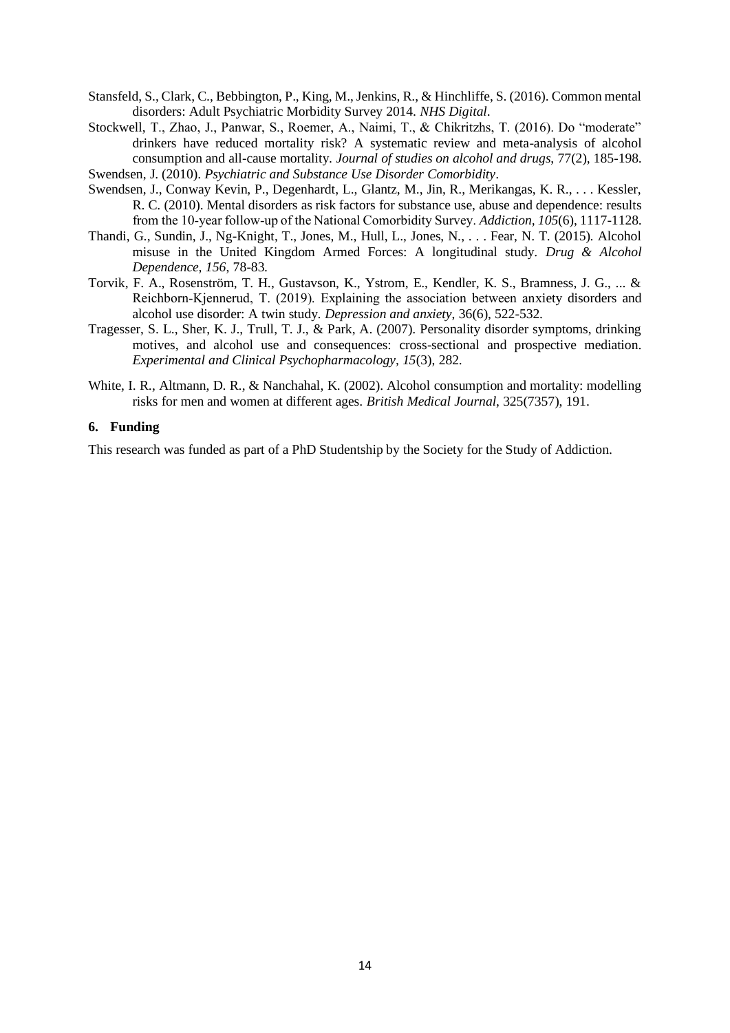Stansfeld, S., Clark, C., Bebbington, P., King, M., Jenkins, R., & Hinchliffe, S. (2016). Common mental disorders: Adult Psychiatric Morbidity Survey 2014. *NHS Digital*.

Stockwell, T., Zhao, J., Panwar, S., Roemer, A., Naimi, T., & Chikritzhs, T. (2016). Do "moderate" drinkers have reduced mortality risk? A systematic review and meta-analysis of alcohol consumption and all-cause mortality. *Journal of studies on alcohol and drugs*, 77(2), 185-198.

Swendsen, J. (2010). *Psychiatric and Substance Use Disorder Comorbidity*.

Swendsen, J., Conway Kevin, P., Degenhardt, L., Glantz, M., Jin, R., Merikangas, K. R., . . . Kessler, R. C. (2010). Mental disorders as risk factors for substance use, abuse and dependence: results from the 10-year follow-up of the National Comorbidity Survey. *Addiction, 105*(6), 1117-1128.

Thandi, G., Sundin, J., Ng-Knight, T., Jones, M., Hull, L., Jones, N., . . . Fear, N. T. (2015). Alcohol misuse in the United Kingdom Armed Forces: A longitudinal study. *Drug & Alcohol Dependence, 156*, 78-83.

Torvik, F. A., Rosenström, T. H., Gustavson, K., Ystrom, E., Kendler, K. S., Bramness, J. G., ... & Reichborn-Kjennerud, T. (2019). Explaining the association between anxiety disorders and alcohol use disorder: A twin study. *Depression and anxiety*, 36(6), 522-532.

Tragesser, S. L., Sher, K. J., Trull, T. J., & Park, A. (2007). Personality disorder symptoms, drinking motives, and alcohol use and consequences: cross-sectional and prospective mediation. *Experimental and Clinical Psychopharmacology, 15*(3), 282.

White, I. R., Altmann, D. R., & Nanchahal, K. (2002). Alcohol consumption and mortality: modelling risks for men and women at different ages. *British Medical Journal*, 325(7357), 191.

## 6. Funding

This research was funded as part of a PhD Studentship by the Society for the Study of Addiction.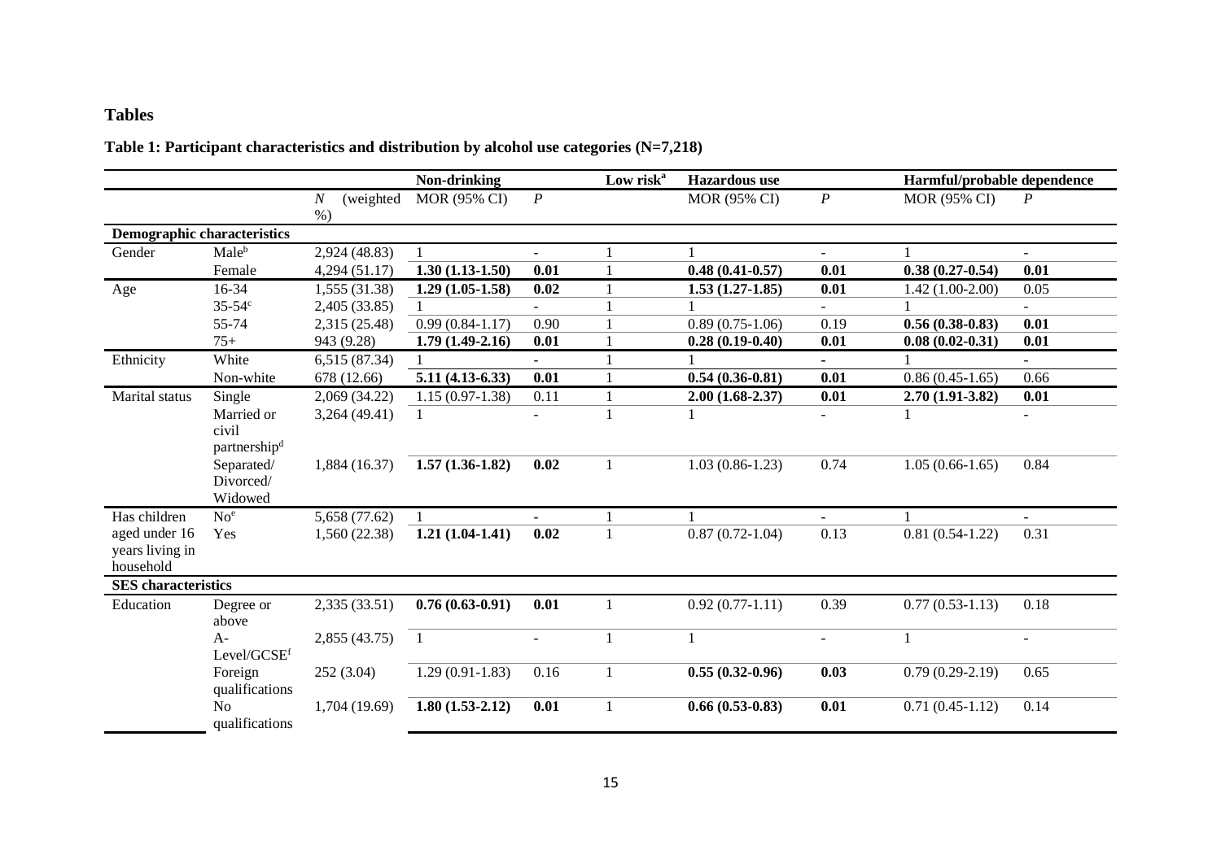## Tables

**Table 1: Participant characteristics and distribution by alcohol use categories (N=7,218)**

| | | | Non-drinking | | Low risk[a] | Hazardous use | | Harmful/probable dependence | |
|---|---|---|---|---|---|---|---|---|---|
| | | *N* (weighted %) | MOR (95% CI) | *P* | | MOR (95% CI) | *P* | MOR (95% CI) | *P* |
| **Demographic characteristics** | | | | | | | | | |
| Gender | Male[b] | 2,924 (48.83) | 1 | - | 1 | 1 | - | 1 | - |
| | Female | 4,294 (51.17) | **1.30 (1.13-1.50)** | **0.01** | 1 | **0.48 (0.41-0.57)** | **0.01** | **0.38 (0.27-0.54)** | **0.01** |
| Age | 16-34 | 1,555 (31.38) | **1.29 (1.05-1.58)** | **0.02** | 1 | **1.53 (1.27-1.85)** | **0.01** | 1.42 (1.00-2.00) | 0.05 |
| | 35-54[c] | 2,405 (33.85) | 1 | - | 1 | 1 | - | 1 | - |
| | 55-74 | 2,315 (25.48) | 0.99 (0.84-1.17) | 0.90 | 1 | 0.89 (0.75-1.06) | 0.19 | **0.56 (0.38-0.83)** | **0.01** |
| | 75+ | 943 (9.28) | **1.79 (1.49-2.16)** | **0.01** | 1 | **0.28 (0.19-0.40)** | **0.01** | **0.08 (0.02-0.31)** | **0.01** |
| Ethnicity | White | 6,515 (87.34) | 1 | - | 1 | 1 | - | 1 | - |
| | Non-white | 678 (12.66) | **5.11 (4.13-6.33)** | **0.01** | 1 | **0.54 (0.36-0.81)** | **0.01** | 0.86 (0.45-1.65) | 0.66 |
| Marital status | Single | 2,069 (34.22) | 1.15 (0.97-1.38) | 0.11 | 1 | **2.00 (1.68-2.37)** | **0.01** | **2.70 (1.91-3.82)** | **0.01** |
| | Married or civil partnership[d] | 3,264 (49.41) | 1 | - | 1 | 1 | - | 1 | - |
| | Separated/ Divorced/ Widowed | 1,884 (16.37) | **1.57 (1.36-1.82)** | **0.02** | 1 | 1.03 (0.86-1.23) | 0.74 | 1.05 (0.66-1.65) | 0.84 |
| Has children aged under 16 years living in household | No[e] | 5,658 (77.62) | 1 | - | 1 | 1 | - | 1 | - |
| | Yes | 1,560 (22.38) | **1.21 (1.04-1.41)** | **0.02** | 1 | 0.87 (0.72-1.04) | 0.13 | 0.81 (0.54-1.22) | 0.31 |
| **SES characteristics** | | | | | | | | | |
| Education | Degree or above | 2,335 (33.51) | **0.76 (0.63-0.91)** | **0.01** | 1 | 0.92 (0.77-1.11) | 0.39 | 0.77 (0.53-1.13) | 0.18 |
| | A-Level/GCSE[f] | 2,855 (43.75) | 1 | - | 1 | 1 | - | 1 | - |
| | Foreign qualifications | 252 (3.04) | 1.29 (0.91-1.83) | 0.16 | 1 | **0.55 (0.32-0.96)** | **0.03** | 0.79 (0.29-2.19) | 0.65 |
| | No qualifications | 1,704 (19.69) | **1.80 (1.53-2.12)** | **0.01** | 1 | **0.66 (0.53-0.83)** | **0.01** | 0.71 (0.45-1.12) | 0.14 |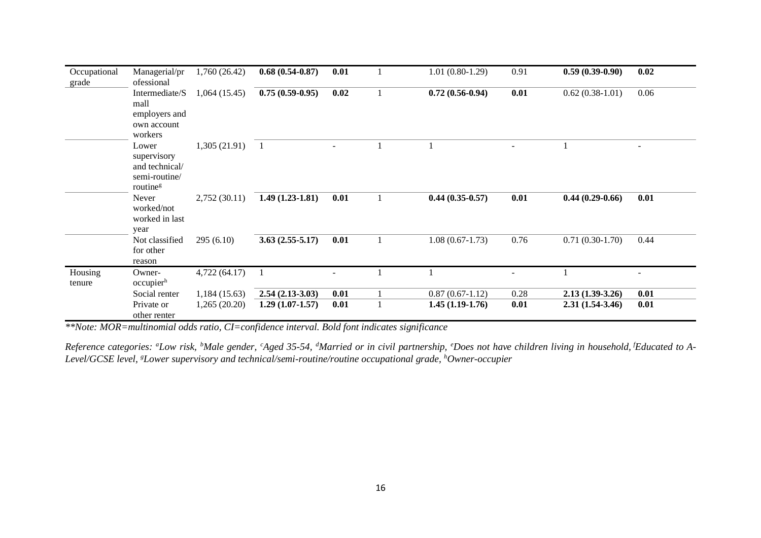| Occupational grade | Managerial/professional | 1,760 (26.42) | **0.68 (0.54-0.87)** | **0.01** | 1 | 1.01 (0.80-1.29) | 0.91 | **0.59 (0.39-0.90)** | **0.02** |
|---|---|---|---|---|---|---|---|---|---|
| | Intermediate/Small employers and own account workers | 1,064 (15.45) | **0.75 (0.59-0.95)** | **0.02** | 1 | **0.72 (0.56-0.94)** | **0.01** | 0.62 (0.38-1.01) | 0.06 |
| | Lower supervisory and technical/ semi-routine/ routine[g] | 1,305 (21.91) | 1 | - | 1 | 1 | - | 1 | - |
| | Never worked/not worked in last year | 2,752 (30.11) | **1.49 (1.23-1.81)** | **0.01** | 1 | **0.44 (0.35-0.57)** | **0.01** | **0.44 (0.29-0.66)** | **0.01** |
| | Not classified for other reason | 295 (6.10) | **3.63 (2.55-5.17)** | **0.01** | 1 | 1.08 (0.67-1.73) | 0.76 | 0.71 (0.30-1.70) | 0.44 |
| Housing tenure | Owner-occupier[h] | 4,722 (64.17) | 1 | - | 1 | 1 | - | 1 | - |
| | Social renter | 1,184 (15.63) | **2.54 (2.13-3.03)** | **0.01** | 1 | 0.87 (0.67-1.12) | 0.28 | **2.13 (1.39-3.26)** | **0.01** |
| | Private or other renter | 1,265 (20.20) | **1.29 (1.07-1.57)** | **0.01** | 1 | **1.45 (1.19-1.76)** | **0.01** | **2.31 (1.54-3.46)** | **0.01** |

*\*\*Note: MOR=multinomial odds ratio, CI=confidence interval. Bold font indicates significance*

*Reference categories: [a]Low risk, [b]Male gender, [c]Aged 35-54, [d]Married or in civil partnership, [e]Does not have children living in household, [f]Educated to A-Level/GCSE level, [g]Lower supervisory and technical/semi-routine/routine occupational grade, [h]Owner-occupier*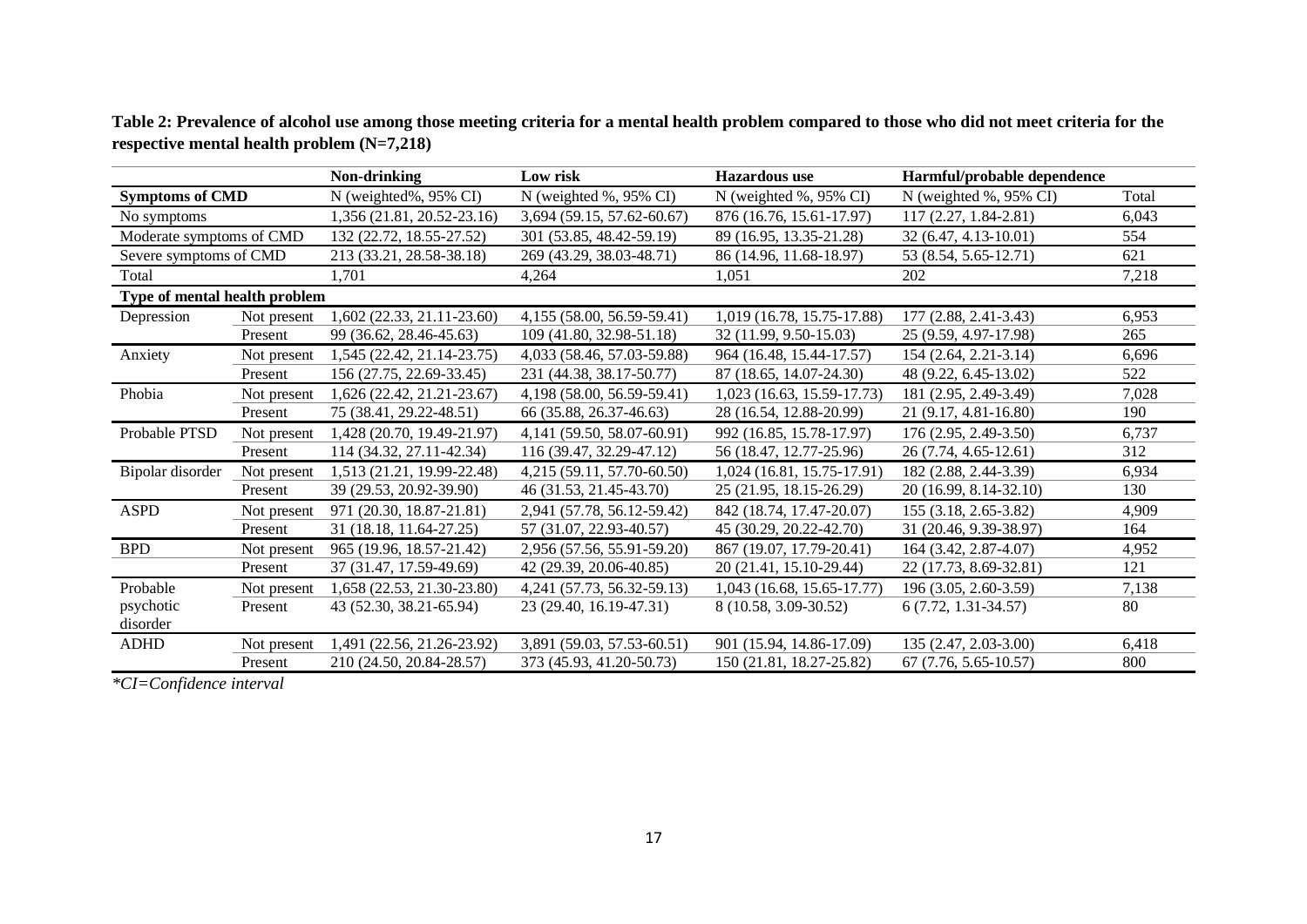**Table 2: Prevalence of alcohol use among those meeting criteria for a mental health problem compared to those who did not meet criteria for the respective mental health problem (N=7,218)**

| | | Non-drinking | Low risk | Hazardous use | Harmful/probable dependence | |
|---|---|---|---|---|---|---|
| **Symptoms of CMD** | | N (weighted%, 95% CI) | N (weighted %, 95% CI) | N (weighted %, 95% CI) | N (weighted %, 95% CI) | Total |
| No symptoms | | 1,356 (21.81, 20.52-23.16) | 3,694 (59.15, 57.62-60.67) | 876 (16.76, 15.61-17.97) | 117 (2.27, 1.84-2.81) | 6,043 |
| Moderate symptoms of CMD | | 132 (22.72, 18.55-27.52) | 301 (53.85, 48.42-59.19) | 89 (16.95, 13.35-21.28) | 32 (6.47, 4.13-10.01) | 554 |
| Severe symptoms of CMD | | 213 (33.21, 28.58-38.18) | 269 (43.29, 38.03-48.71) | 86 (14.96, 11.68-18.97) | 53 (8.54, 5.65-12.71) | 621 |
| Total | | 1,701 | 4,264 | 1,051 | 202 | 7,218 |
| **Type of mental health problem** | | | | | | |
| Depression | Not present | 1,602 (22.33, 21.11-23.60) | 4,155 (58.00, 56.59-59.41) | 1,019 (16.78, 15.75-17.88) | 177 (2.88, 2.41-3.43) | 6,953 |
| | Present | 99 (36.62, 28.46-45.63) | 109 (41.80, 32.98-51.18) | 32 (11.99, 9.50-15.03) | 25 (9.59, 4.97-17.98) | 265 |
| Anxiety | Not present | 1,545 (22.42, 21.14-23.75) | 4,033 (58.46, 57.03-59.88) | 964 (16.48, 15.44-17.57) | 154 (2.64, 2.21-3.14) | 6,696 |
| | Present | 156 (27.75, 22.69-33.45) | 231 (44.38, 38.17-50.77) | 87 (18.65, 14.07-24.30) | 48 (9.22, 6.45-13.02) | 522 |
| Phobia | Not present | 1,626 (22.42, 21.21-23.67) | 4,198 (58.00, 56.59-59.41) | 1,023 (16.63, 15.59-17.73) | 181 (2.95, 2.49-3.49) | 7,028 |
| | Present | 75 (38.41, 29.22-48.51) | 66 (35.88, 26.37-46.63) | 28 (16.54, 12.88-20.99) | 21 (9.17, 4.81-16.80) | 190 |
| Probable PTSD | Not present | 1,428 (20.70, 19.49-21.97) | 4,141 (59.50, 58.07-60.91) | 992 (16.85, 15.78-17.97) | 176 (2.95, 2.49-3.50) | 6,737 |
| | Present | 114 (34.32, 27.11-42.34) | 116 (39.47, 32.29-47.12) | 56 (18.47, 12.77-25.96) | 26 (7.74, 4.65-12.61) | 312 |
| Bipolar disorder | Not present | 1,513 (21.21, 19.99-22.48) | 4,215 (59.11, 57.70-60.50) | 1,024 (16.81, 15.75-17.91) | 182 (2.88, 2.44-3.39) | 6,934 |
| | Present | 39 (29.53, 20.92-39.90) | 46 (31.53, 21.45-43.70) | 25 (21.95, 18.15-26.29) | 20 (16.99, 8.14-32.10) | 130 |
| ASPD | Not present | 971 (20.30, 18.87-21.81) | 2,941 (57.78, 56.12-59.42) | 842 (18.74, 17.47-20.07) | 155 (3.18, 2.65-3.82) | 4,909 |
| | Present | 31 (18.18, 11.64-27.25) | 57 (31.07, 22.93-40.57) | 45 (30.29, 20.22-42.70) | 31 (20.46, 9.39-38.97) | 164 |
| BPD | Not present | 965 (19.96, 18.57-21.42) | 2,956 (57.56, 55.91-59.20) | 867 (19.07, 17.79-20.41) | 164 (3.42, 2.87-4.07) | 4,952 |
| | Present | 37 (31.47, 17.59-49.69) | 42 (29.39, 20.06-40.85) | 20 (21.41, 15.10-29.44) | 22 (17.73, 8.69-32.81) | 121 |
| Probable psychotic disorder | Not present | 1,658 (22.53, 21.30-23.80) | 4,241 (57.73, 56.32-59.13) | 1,043 (16.68, 15.65-17.77) | 196 (3.05, 2.60-3.59) | 7,138 |
| | Present | 43 (52.30, 38.21-65.94) | 23 (29.40, 16.19-47.31) | 8 (10.58, 3.09-30.52) | 6 (7.72, 1.31-34.57) | 80 |
| ADHD | Not present | 1,491 (22.56, 21.26-23.92) | 3,891 (59.03, 57.53-60.51) | 901 (15.94, 14.86-17.09) | 135 (2.47, 2.03-3.00) | 6,418 |
| | Present | 210 (24.50, 20.84-28.57) | 373 (45.93, 41.20-50.73) | 150 (21.81, 18.27-25.82) | 67 (7.76, 5.65-10.57) | 800 |

*\*CI=Confidence interval*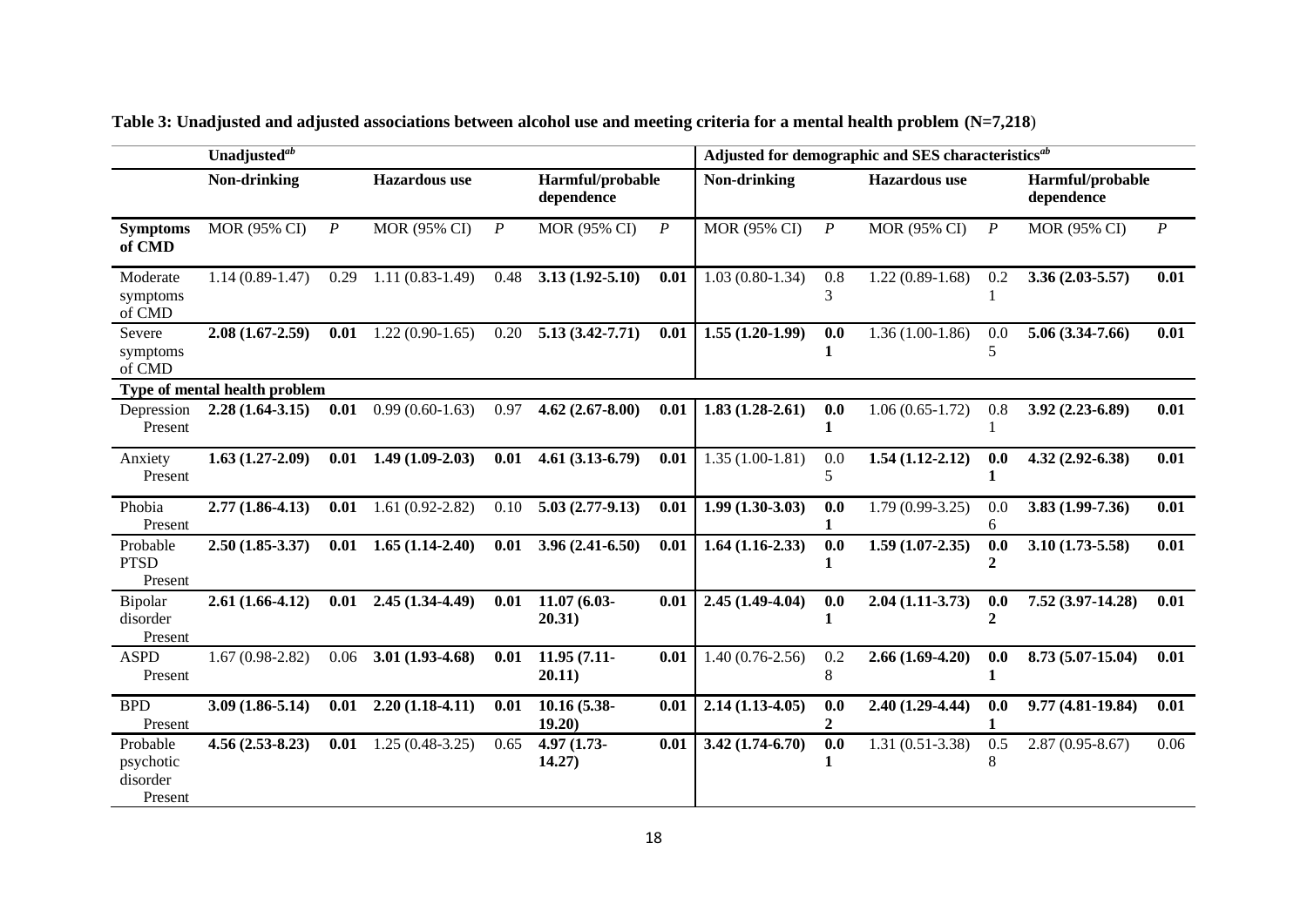**Table 3: Unadjusted and adjusted associations between alcohol use and meeting criteria for a mental health problem (N=7,218)**

| | **Unadjusted**[ab] | | | | | | **Adjusted for demographic and SES characteristics**[ab] | | | | | |
|---|---|---|---|---|---|---|---|---|---|---|---|---|
| | **Non-drinking** | | **Hazardous use** | | **Harmful/probable dependence** | | **Non-drinking** | | **Hazardous use** | | **Harmful/probable dependence** | |
| **Symptoms of CMD** | MOR (95% CI) | *P* | MOR (95% CI) | *P* | MOR (95% CI) | *P* | MOR (95% CI) | *P* | MOR (95% CI) | *P* | MOR (95% CI) | *P* |
| Moderate symptoms of CMD | 1.14 (0.89-1.47) | 0.29 | 1.11 (0.83-1.49) | 0.48 | **3.13 (1.92-5.10)** | **0.01** | 1.03 (0.80-1.34) | 0.83 | 1.22 (0.89-1.68) | 0.21 | **3.36 (2.03-5.57)** | **0.01** |
| Severe symptoms of CMD | **2.08 (1.67-2.59)** | **0.01** | 1.22 (0.90-1.65) | 0.20 | **5.13 (3.42-7.71)** | **0.01** | **1.55 (1.20-1.99)** | **0.01** | 1.36 (1.00-1.86) | 0.05 | **5.06 (3.34-7.66)** | **0.01** |
| **Type of mental health problem** | | | | | | | | | | | | |
| Depression Present | **2.28 (1.64-3.15)** | **0.01** | 0.99 (0.60-1.63) | 0.97 | **4.62 (2.67-8.00)** | **0.01** | **1.83 (1.28-2.61)** | **0.01** | 1.06 (0.65-1.72) | 0.81 | **3.92 (2.23-6.89)** | **0.01** |
| Anxiety Present | **1.63 (1.27-2.09)** | **0.01** | **1.49 (1.09-2.03)** | **0.01** | **4.61 (3.13-6.79)** | **0.01** | 1.35 (1.00-1.81) | 0.05 | **1.54 (1.12-2.12)** | **0.01** | **4.32 (2.92-6.38)** | **0.01** |
| Phobia Present | **2.77 (1.86-4.13)** | **0.01** | 1.61 (0.92-2.82) | 0.10 | **5.03 (2.77-9.13)** | **0.01** | **1.99 (1.30-3.03)** | **0.01** | 1.79 (0.99-3.25) | 0.06 | **3.83 (1.99-7.36)** | **0.01** |
| Probable PTSD Present | **2.50 (1.85-3.37)** | **0.01** | **1.65 (1.14-2.40)** | **0.01** | **3.96 (2.41-6.50)** | **0.01** | **1.64 (1.16-2.33)** | **0.01** | **1.59 (1.07-2.35)** | **0.02** | **3.10 (1.73-5.58)** | **0.01** |
| Bipolar disorder Present | **2.61 (1.66-4.12)** | **0.01** | **2.45 (1.34-4.49)** | **0.01** | **11.07 (6.03-20.31)** | **0.01** | **2.45 (1.49-4.04)** | **0.01** | **2.04 (1.11-3.73)** | **0.02** | **7.52 (3.97-14.28)** | **0.01** |
| ASPD Present | 1.67 (0.98-2.82) | 0.06 | **3.01 (1.93-4.68)** | **0.01** | **11.95 (7.11-20.11)** | **0.01** | 1.40 (0.76-2.56) | 0.28 | **2.66 (1.69-4.20)** | **0.01** | **8.73 (5.07-15.04)** | **0.01** |
| BPD Present | **3.09 (1.86-5.14)** | **0.01** | **2.20 (1.18-4.11)** | **0.01** | **10.16 (5.38-19.20)** | **0.01** | **2.14 (1.13-4.05)** | **0.02** | **2.40 (1.29-4.44)** | **0.01** | **9.77 (4.81-19.84)** | **0.01** |
| Probable psychotic disorder Present | **4.56 (2.53-8.23)** | **0.01** | 1.25 (0.48-3.25) | 0.65 | **4.97 (1.73-14.27)** | **0.01** | **3.42 (1.74-6.70)** | **0.01** | 1.31 (0.51-3.38) | 0.58 | 2.87 (0.95-8.67) | 0.06 |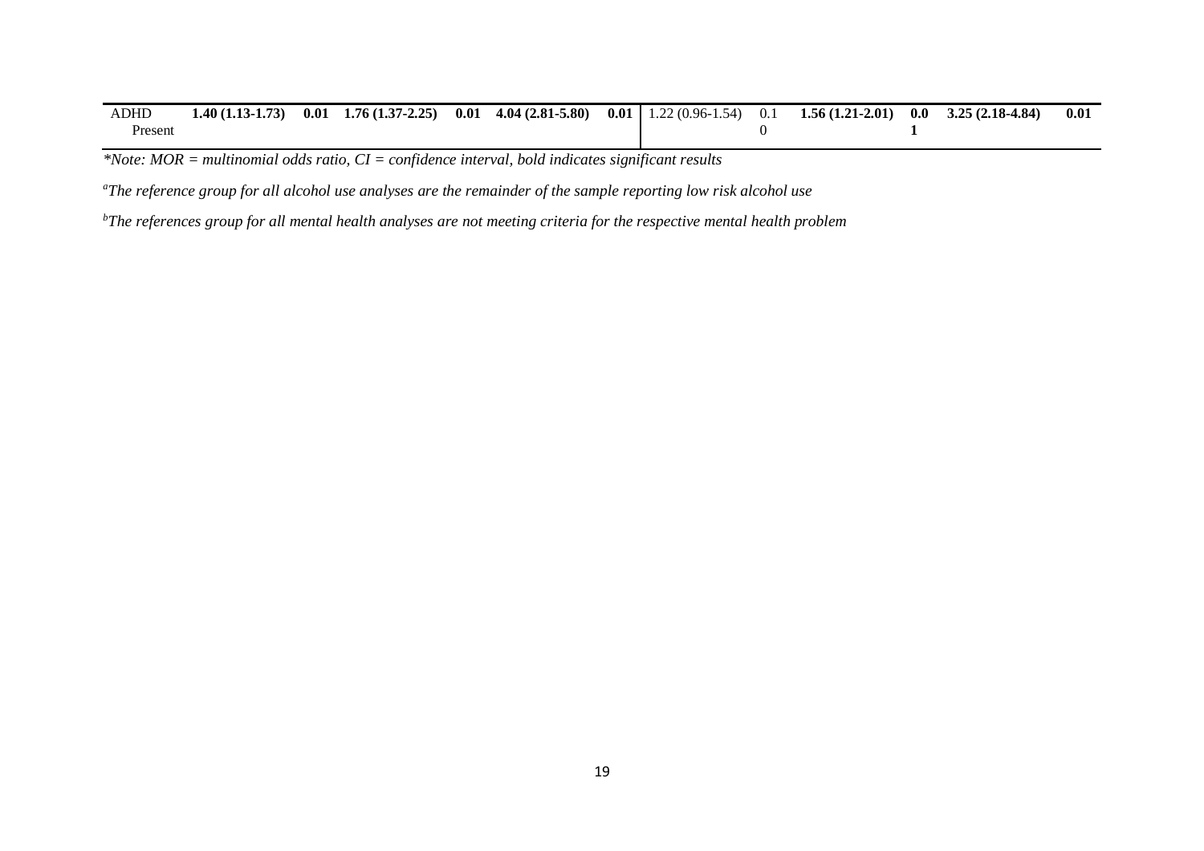| ADHD Present | **1.40 (1.13-1.73)** | **0.01** | **1.76 (1.37-2.25)** | **0.01** | **4.04 (2.81-5.80)** | **0.01** | 1.22 (0.96-1.54) | 0.10 | **1.56 (1.21-2.01)** | **0.01** | **3.25 (2.18-4.84)** | **0.01** |
|---|---|---|---|---|---|---|---|---|---|---|---|---|

*\*Note: MOR = multinomial odds ratio, CI = confidence interval, bold indicates significant results*

*[a]The reference group for all alcohol use analyses are the remainder of the sample reporting low risk alcohol use*

*[b]The references group for all mental health analyses are not meeting criteria for the respective mental health problem*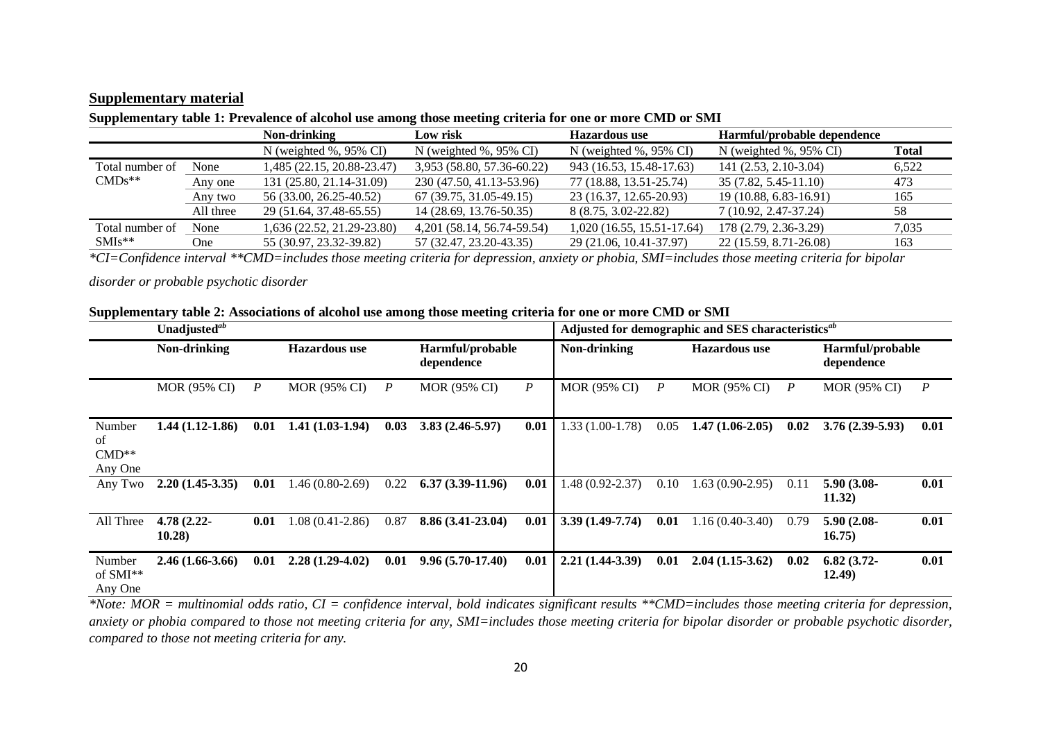## Supplementary material

**Supplementary table 1: Prevalence of alcohol use among those meeting criteria for one or more CMD or SMI**

| | | Non-drinking | Low risk | Hazardous use | Harmful/probable dependence | |
|---|---|---|---|---|---|---|
| | | N (weighted %, 95% CI) | N (weighted %, 95% CI) | N (weighted %, 95% CI) | N (weighted %, 95% CI) | **Total** |
| Total number of CMDs** | None | 1,485 (22.15, 20.88-23.47) | 3,953 (58.80, 57.36-60.22) | 943 (16.53, 15.48-17.63) | 141 (2.53, 2.10-3.04) | 6,522 |
| | Any one | 131 (25.80, 21.14-31.09) | 230 (47.50, 41.13-53.96) | 77 (18.88, 13.51-25.74) | 35 (7.82, 5.45-11.10) | 473 |
| | Any two | 56 (33.00, 26.25-40.52) | 67 (39.75, 31.05-49.15) | 23 (16.37, 12.65-20.93) | 19 (10.88, 6.83-16.91) | 165 |
| | All three | 29 (51.64, 37.48-65.55) | 14 (28.69, 13.76-50.35) | 8 (8.75, 3.02-22.82) | 7 (10.92, 2.47-37.24) | 58 |
| Total number of SMIs** | None | 1,636 (22.52, 21.29-23.80) | 4,201 (58.14, 56.74-59.54) | 1,020 (16.55, 15.51-17.64) | 178 (2.79, 2.36-3.29) | 7,035 |
| | One | 55 (30.97, 23.32-39.82) | 57 (32.47, 23.20-43.35) | 29 (21.06, 10.41-37.97) | 22 (15.59, 8.71-26.08) | 163 |

*\*CI=Confidence interval \*\*CMD=includes those meeting criteria for depression, anxiety or phobia, SMI=includes those meeting criteria for bipolar disorder or probable psychotic disorder*

**Supplementary table 2: Associations of alcohol use among those meeting criteria for one or more CMD or SMI**

| | Unadjusted[ab] | | | | | | Adjusted for demographic and SES characteristics[ab] | | | | | |
|---|---|---|---|---|---|---|---|---|---|---|---|---|
| | Non-drinking | | Hazardous use | | Harmful/probable dependence | | Non-drinking | | Hazardous use | | Harmful/probable dependence | |
| | MOR (95% CI) | *P* | MOR (95% CI) | *P* | MOR (95% CI) | *P* | MOR (95% CI) | *P* | MOR (95% CI) | *P* | MOR (95% CI) | *P* |
| Number of CMD** Any One | **1.44 (1.12-1.86)** | **0.01** | **1.41 (1.03-1.94)** | **0.03** | **3.83 (2.46-5.97)** | **0.01** | 1.33 (1.00-1.78) | 0.05 | **1.47 (1.06-2.05)** | **0.02** | **3.76 (2.39-5.93)** | **0.01** |
| Any Two | **2.20 (1.45-3.35)** | **0.01** | 1.46 (0.80-2.69) | 0.22 | **6.37 (3.39-11.96)** | **0.01** | 1.48 (0.92-2.37) | 0.10 | 1.63 (0.90-2.95) | 0.11 | **5.90 (3.08-11.32)** | **0.01** |
| All Three | **4.78 (2.22-10.28)** | **0.01** | 1.08 (0.41-2.86) | 0.87 | **8.86 (3.41-23.04)** | **0.01** | **3.39 (1.49-7.74)** | **0.01** | 1.16 (0.40-3.40) | 0.79 | **5.90 (2.08-16.75)** | **0.01** |
| Number of SMI** Any One | **2.46 (1.66-3.66)** | **0.01** | **2.28 (1.29-4.02)** | **0.01** | **9.96 (5.70-17.40)** | **0.01** | **2.21 (1.44-3.39)** | **0.01** | **2.04 (1.15-3.62)** | **0.02** | **6.82 (3.72-12.49)** | **0.01** |

*\*Note: MOR = multinomial odds ratio, CI = confidence interval, bold indicates significant results \*\*CMD=includes those meeting criteria for depression, anxiety or phobia compared to those not meeting criteria for any, SMI=includes those meeting criteria for bipolar disorder or probable psychotic disorder, compared to those not meeting criteria for any.*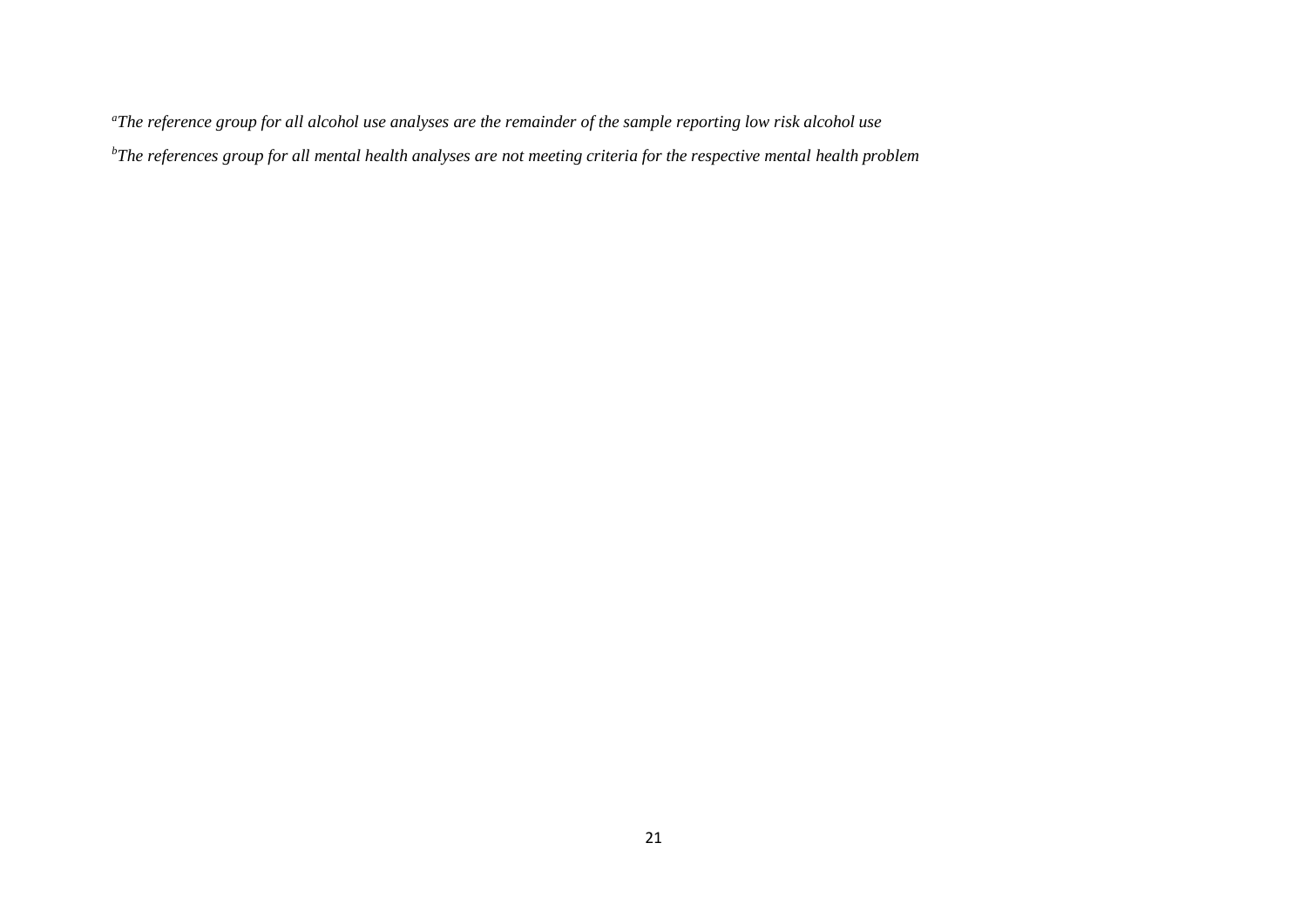[a]*The reference group for all alcohol use analyses are the remainder of the sample reporting low risk alcohol use*

[b]*The references group for all mental health analyses are not meeting criteria for the respective mental health problem*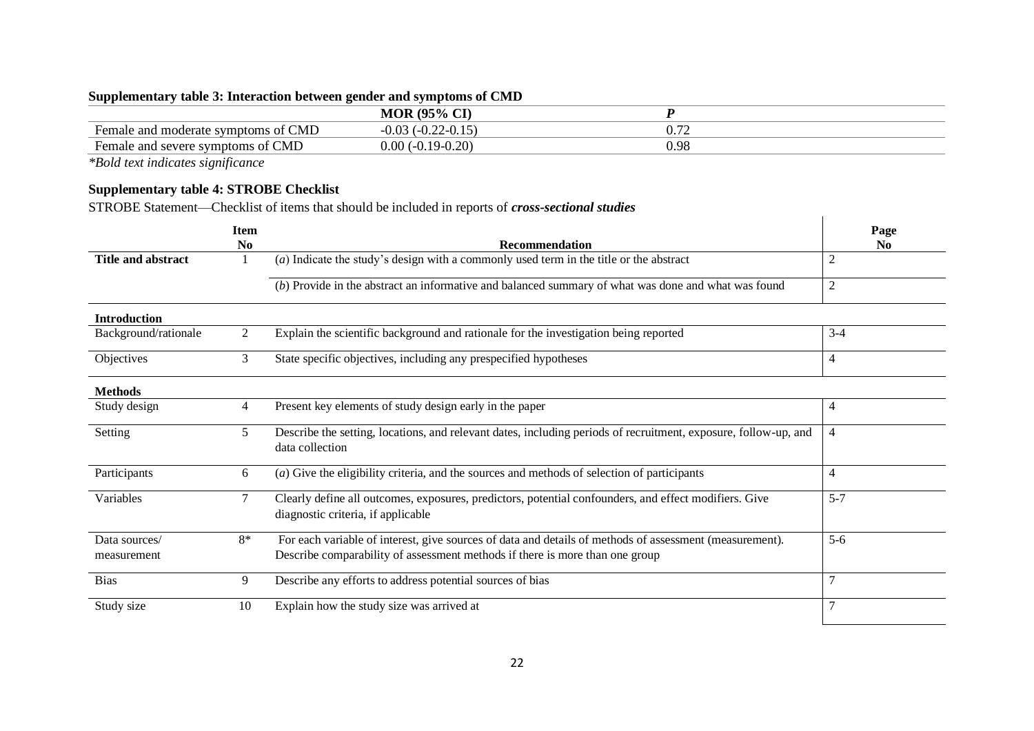**Supplementary table 3: Interaction between gender and symptoms of CMD**

| | MOR (95% CI) | *P* |
|---|---|---|
| Female and moderate symptoms of CMD | -0.03 (-0.22-0.15) | 0.72 |
| Female and severe symptoms of CMD | 0.00 (-0.19-0.20) | 0.98 |

*\*Bold text indicates significance*

**Supplementary table 4: STROBE Checklist**

STROBE Statement—Checklist of items that should be included in reports of ***cross-sectional studies***

| | Item No | Recommendation | Page No |
|---|---|---|---|
| **Title and abstract** | 1 | (*a*) Indicate the study's design with a commonly used term in the title or the abstract | 2 |
| | | (*b*) Provide in the abstract an informative and balanced summary of what was done and what was found | 2 |
| **Introduction** | | | |
| Background/rationale | 2 | Explain the scientific background and rationale for the investigation being reported | 3-4 |
| Objectives | 3 | State specific objectives, including any prespecified hypotheses | 4 |
| **Methods** | | | |
| Study design | 4 | Present key elements of study design early in the paper | 4 |
| Setting | 5 | Describe the setting, locations, and relevant dates, including periods of recruitment, exposure, follow-up, and data collection | 4 |
| Participants | 6 | (*a*) Give the eligibility criteria, and the sources and methods of selection of participants | 4 |
| Variables | 7 | Clearly define all outcomes, exposures, predictors, potential confounders, and effect modifiers. Give diagnostic criteria, if applicable | 5-7 |
| Data sources/ measurement | 8* | For each variable of interest, give sources of data and details of methods of assessment (measurement). Describe comparability of assessment methods if there is more than one group | 5-6 |
| Bias | 9 | Describe any efforts to address potential sources of bias | 7 |
| Study size | 10 | Explain how the study size was arrived at | 7 |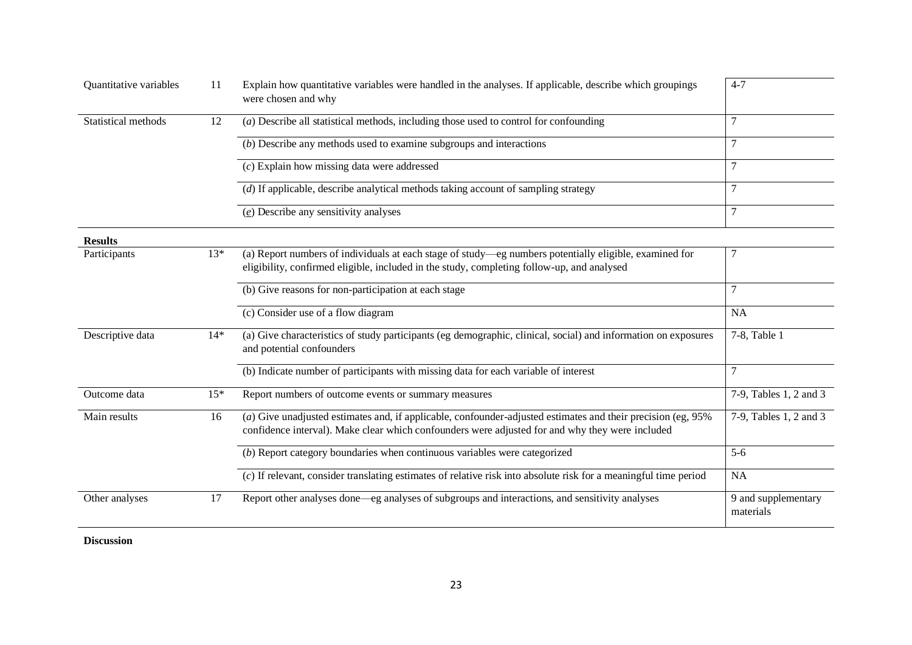| | | | |
|---|---|---|---|
| Quantitative variables | 11 | Explain how quantitative variables were handled in the analyses. If applicable, describe which groupings were chosen and why | 4-7 |
| Statistical methods | 12 | (*a*) Describe all statistical methods, including those used to control for confounding | 7 |
| | | (*b*) Describe any methods used to examine subgroups and interactions | 7 |
| | | (*c*) Explain how missing data were addressed | 7 |
| | | (*d*) If applicable, describe analytical methods taking account of sampling strategy | 7 |
| | | (*e*) Describe any sensitivity analyses | 7 |
| **Results** | | | |
| Participants | 13* | (a) Report numbers of individuals at each stage of study—eg numbers potentially eligible, examined for eligibility, confirmed eligible, included in the study, completing follow-up, and analysed | 7 |
| | | (b) Give reasons for non-participation at each stage | 7 |
| | | (c) Consider use of a flow diagram | NA |
| Descriptive data | 14* | (a) Give characteristics of study participants (eg demographic, clinical, social) and information on exposures and potential confounders | 7-8, Table 1 |
| | | (b) Indicate number of participants with missing data for each variable of interest | 7 |
| Outcome data | 15* | Report numbers of outcome events or summary measures | 7-9, Tables 1, 2 and 3 |
| Main results | 16 | (*a*) Give unadjusted estimates and, if applicable, confounder-adjusted estimates and their precision (eg, 95% confidence interval). Make clear which confounders were adjusted for and why they were included | 7-9, Tables 1, 2 and 3 |
| | | (*b*) Report category boundaries when continuous variables were categorized | 5-6 |
| | | (*c*) If relevant, consider translating estimates of relative risk into absolute risk for a meaningful time period | NA |
| Other analyses | 17 | Report other analyses done—eg analyses of subgroups and interactions, and sensitivity analyses | 9 and supplementary materials |
| **Discussion** | | | |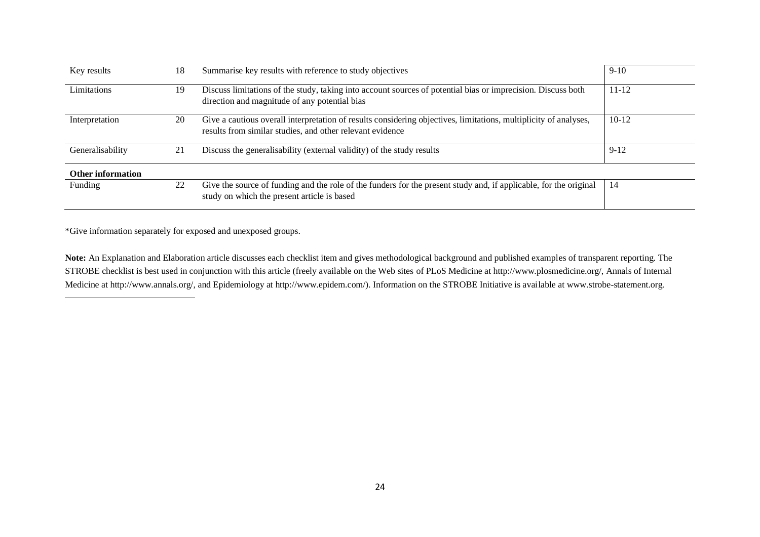| | | | |
|---|---|---|---|
| Key results | 18 | Summarise key results with reference to study objectives | 9-10 |
| Limitations | 19 | Discuss limitations of the study, taking into account sources of potential bias or imprecision. Discuss both direction and magnitude of any potential bias | 11-12 |
| Interpretation | 20 | Give a cautious overall interpretation of results considering objectives, limitations, multiplicity of analyses, results from similar studies, and other relevant evidence | 10-12 |
| Generalisability | 21 | Discuss the generalisability (external validity) of the study results | 9-12 |
| **Other information** | | | |
| Funding | 22 | Give the source of funding and the role of the funders for the present study and, if applicable, for the original study on which the present article is based | 14 |

*Give information separately for exposed and unexposed groups.

**Note:** An Explanation and Elaboration article discusses each checklist item and gives methodological background and published examples of transparent reporting. The STROBE checklist is best used in conjunction with this article (freely available on the Web sites of PLoS Medicine at http://www.plosmedicine.org/, Annals of Internal Medicine at http://www.annals.org/, and Epidemiology at http://www.epidem.com/). Information on the STROBE Initiative is available at www.strobe-statement.org.